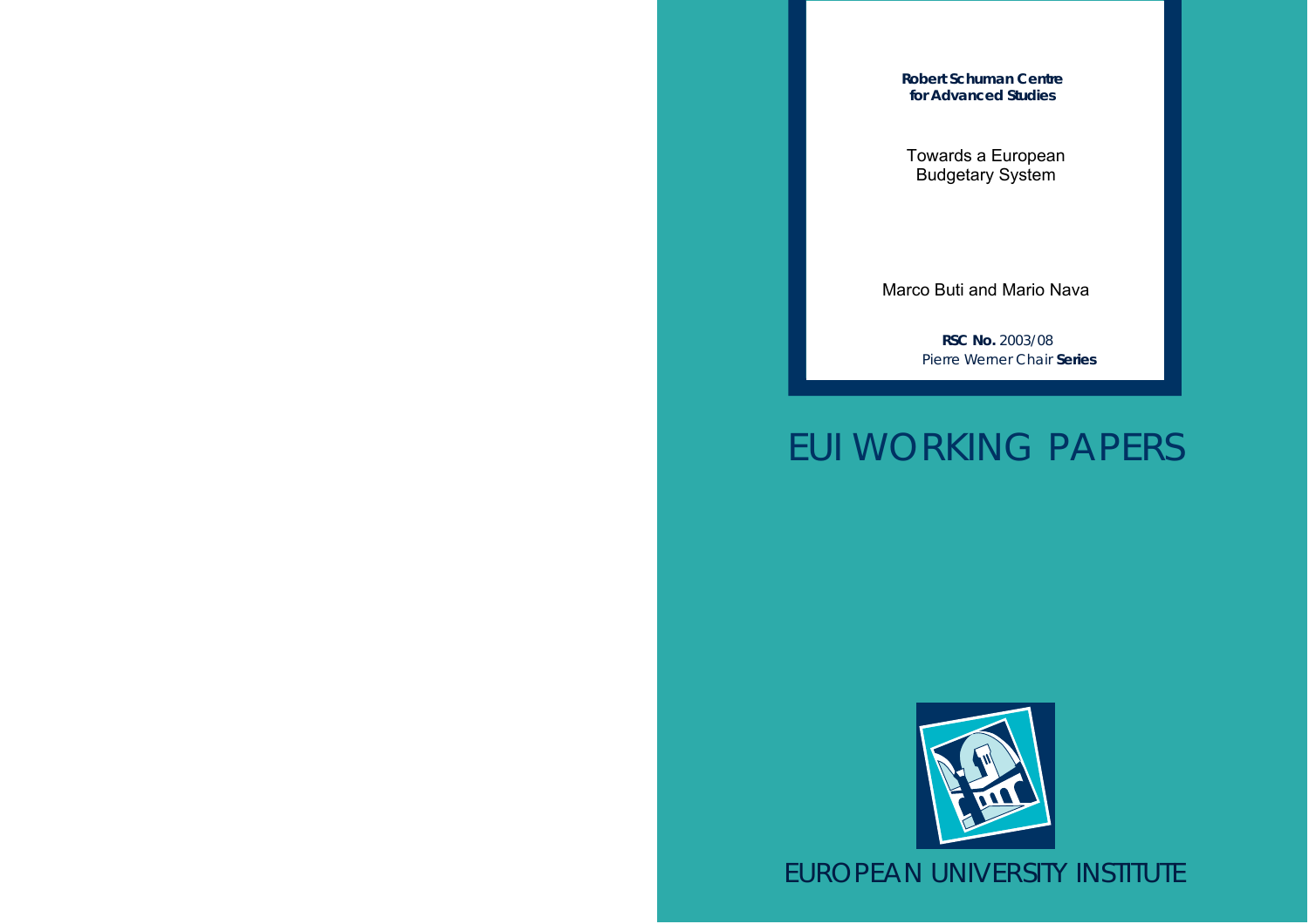**Robert Schuman Centre for Advanced Studies**

# Towards a European Budgetary System

Marco Buti and Mario Nava

**RSC No.** 2003/08
Pierre Werner Chair **Series**

EUI WORKING PAPERS

EUROPEAN UNIVERSITY INSTITUTE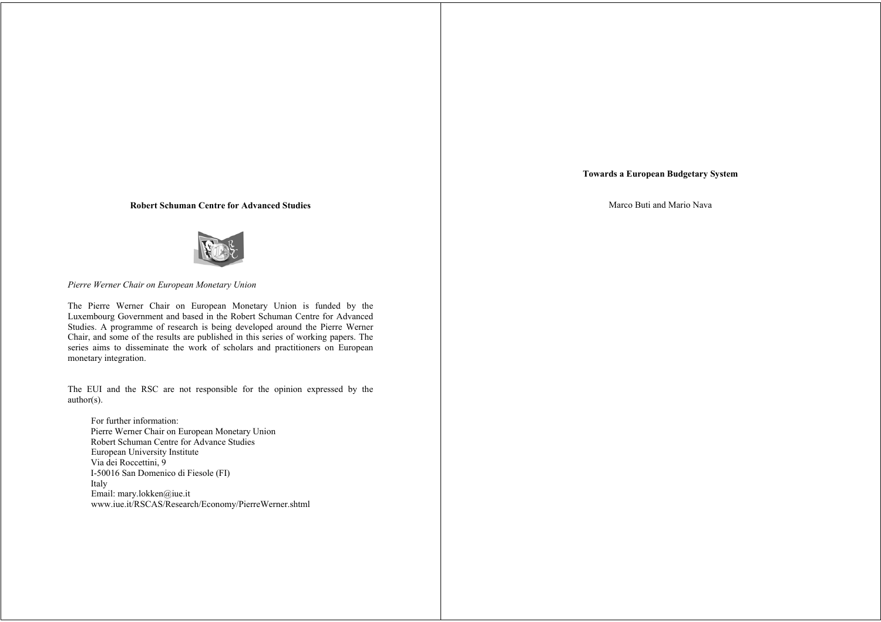**Robert Schuman Centre for Advanced Studies**

*Pierre Werner Chair on European Monetary Union*

The Pierre Werner Chair on European Monetary Union is funded by the Luxembourg Government and based in the Robert Schuman Centre for Advanced Studies. A programme of research is being developed around the Pierre Werner Chair, and some of the results are published in this series of working papers. The series aims to disseminate the work of scholars and practitioners on European monetary integration.

The EUI and the RSC are not responsible for the opinion expressed by the author(s).

For further information:
Pierre Werner Chair on European Monetary Union
Robert Schuman Centre for Advance Studies
European University Institute
Via dei Roccettini, 9
I-50016 San Domenico di Fiesole (FI)
Italy
Email: mary.lokken@iue.it
www.iue.it/RSCAS/Research/Economy/PierreWerner.shtml

**Towards a European Budgetary System**

Marco Buti and Mario Nava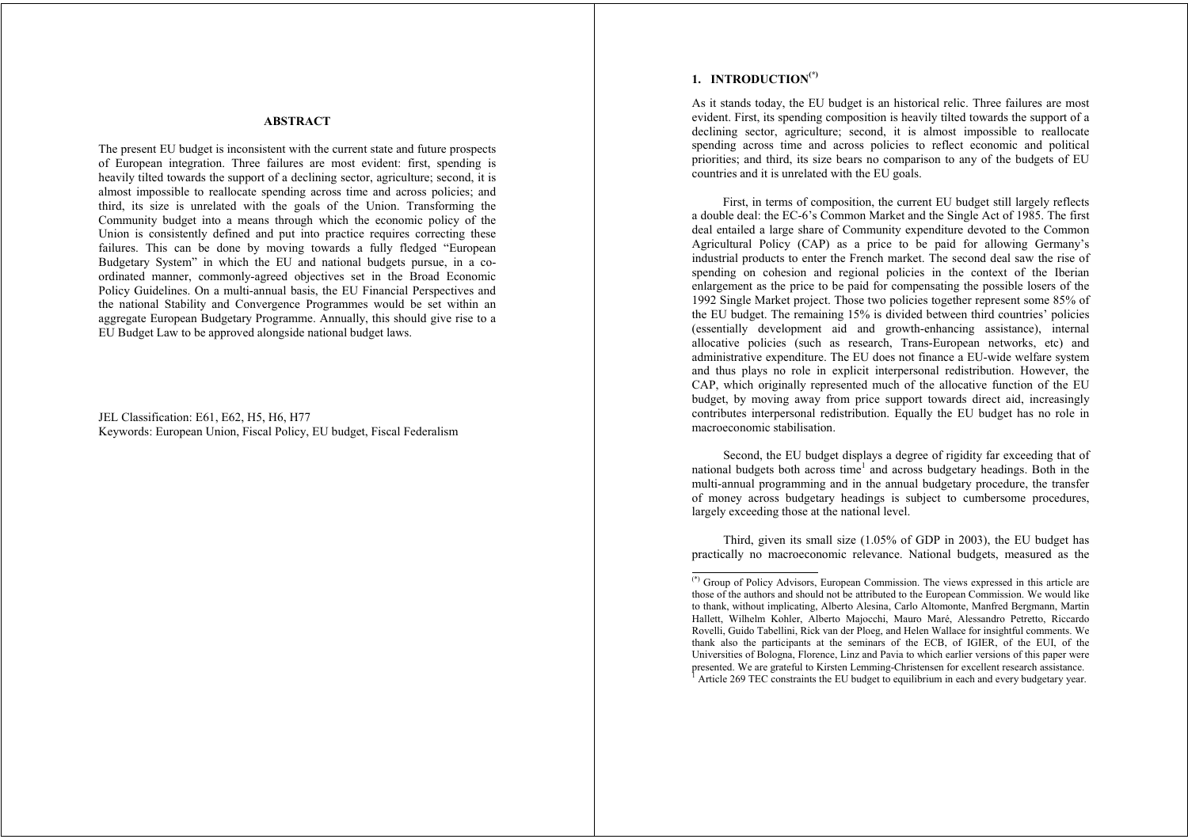**ABSTRACT**

The present EU budget is inconsistent with the current state and future prospects of European integration. Three failures are most evident: first, spending is heavily tilted towards the support of a declining sector, agriculture; second, it is almost impossible to reallocate spending across time and across policies; and third, its size is unrelated with the goals of the Union. Transforming the Community budget into a means through which the economic policy of the Union is consistently defined and put into practice requires correcting these failures. This can be done by moving towards a fully fledged "European Budgetary System" in which the EU and national budgets pursue, in a co-ordinated manner, commonly-agreed objectives set in the Broad Economic Policy Guidelines. On a multi-annual basis, the EU Financial Perspectives and the national Stability and Convergence Programmes would be set within an aggregate European Budgetary Programme. Annually, this should give rise to a EU Budget Law to be approved alongside national budget laws.

JEL Classification: E61, E62, H5, H6, H77
Keywords: European Union, Fiscal Policy, EU budget, Fiscal Federalism

## 1. INTRODUCTION[(*)]

As it stands today, the EU budget is an historical relic. Three failures are most evident. First, its spending composition is heavily tilted towards the support of a declining sector, agriculture; second, it is almost impossible to reallocate spending across time and across policies to reflect economic and political priorities; and third, its size bears no comparison to any of the budgets of EU countries and it is unrelated with the EU goals.

First, in terms of composition, the current EU budget still largely reflects a double deal: the EC-6's Common Market and the Single Act of 1985. The first deal entailed a large share of Community expenditure devoted to the Common Agricultural Policy (CAP) as a price to be paid for allowing Germany's industrial products to enter the French market. The second deal saw the rise of spending on cohesion and regional policies in the context of the Iberian enlargement as the price to be paid for compensating the possible losers of the 1992 Single Market project. Those two policies together represent some 85% of the EU budget. The remaining 15% is divided between third countries' policies (essentially development aid and growth-enhancing assistance), internal allocative policies (such as research, Trans-European networks, etc) and administrative expenditure. The EU does not finance a EU-wide welfare system and thus plays no role in explicit interpersonal redistribution. However, the CAP, which originally represented much of the allocative function of the EU budget, by moving away from price support towards direct aid, increasingly contributes interpersonal redistribution. Equally the EU budget has no role in macroeconomic stabilisation.

Second, the EU budget displays a degree of rigidity far exceeding that of national budgets both across time[1] and across budgetary headings. Both in the multi-annual programming and in the annual budgetary procedure, the transfer of money across budgetary headings is subject to cumbersome procedures, largely exceeding those at the national level.

Third, given its small size (1.05% of GDP in 2003), the EU budget has practically no macroeconomic relevance. National budgets, measured as the

---

(*) Group of Policy Advisors, European Commission. The views expressed in this article are those of the authors and should not be attributed to the European Commission. We would like to thank, without implicating, Alberto Alesina, Carlo Altomonte, Manfred Bergmann, Martin Hallett, Wilhelm Kohler, Alberto Majocchi, Mauro Maré, Alessandro Petretto, Riccardo Rovelli, Guido Tabellini, Rick van der Ploeg, and Helen Wallace for insightful comments. We thank also the participants at the seminars of the ECB, of IGIER, of the EUI, of the Universities of Bologna, Florence, Linz and Pavia to which earlier versions of this paper were presented. We are grateful to Kirsten Lemming-Christensen for excellent research assistance.

[1] Article 269 TEC constraints the EU budget to equilibrium in each and every budgetary year.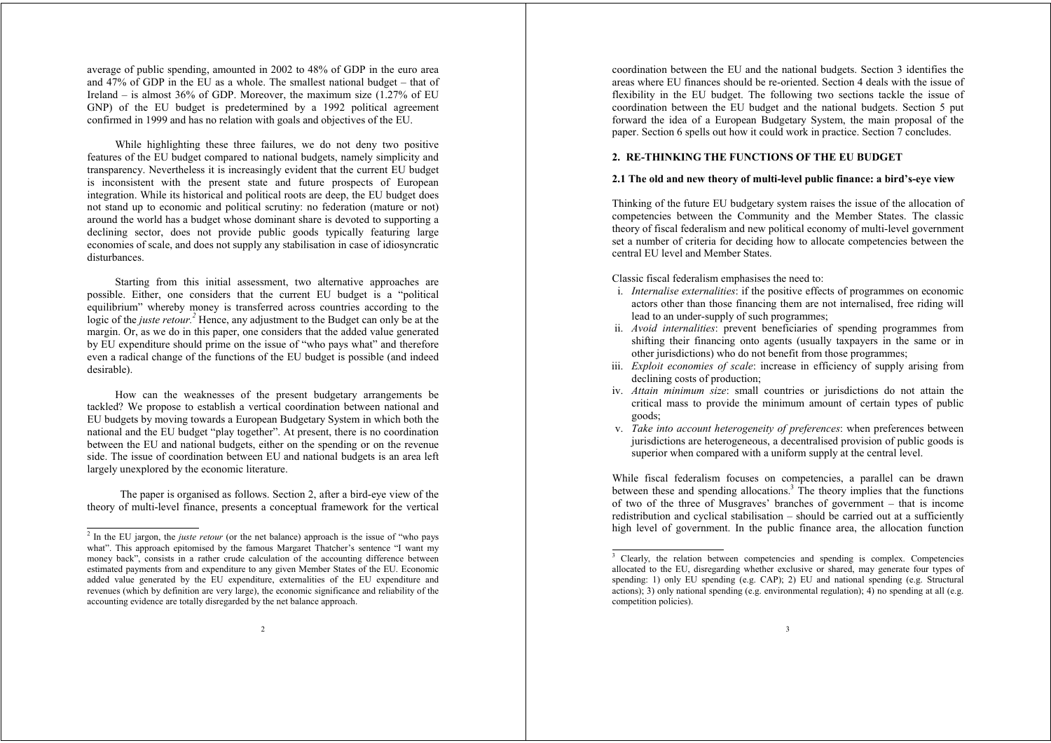average of public spending, amounted in 2002 to 48% of GDP in the euro area and 47% of GDP in the EU as a whole. The smallest national budget – that of Ireland – is almost 36% of GDP. Moreover, the maximum size (1.27% of EU GNP) of the EU budget is predetermined by a 1992 political agreement confirmed in 1999 and has no relation with goals and objectives of the EU.

While highlighting these three failures, we do not deny two positive features of the EU budget compared to national budgets, namely simplicity and transparency. Nevertheless it is increasingly evident that the current EU budget is inconsistent with the present state and future prospects of European integration. While its historical and political roots are deep, the EU budget does not stand up to economic and political scrutiny: no federation (mature or not) around the world has a budget whose dominant share is devoted to supporting a declining sector, does not provide public goods typically featuring large economies of scale, and does not supply any stabilisation in case of idiosyncratic disturbances.

Starting from this initial assessment, two alternative approaches are possible. Either, one considers that the current EU budget is a "political equilibrium" whereby money is transferred across countries according to the logic of the *juste retour*.[2] Hence, any adjustment to the Budget can only be at the margin. Or, as we do in this paper, one considers that the added value generated by EU expenditure should prime on the issue of "who pays what" and therefore even a radical change of the functions of the EU budget is possible (and indeed desirable).

How can the weaknesses of the present budgetary arrangements be tackled? We propose to establish a vertical coordination between national and EU budgets by moving towards a European Budgetary System in which both the national and the EU budget "play together". At present, there is no coordination between the EU and national budgets, either on the spending or on the revenue side. The issue of coordination between EU and national budgets is an area left largely unexplored by the economic literature.

The paper is organised as follows. Section 2, after a bird-eye view of the theory of multi-level finance, presents a conceptual framework for the vertical coordination between the EU and the national budgets. Section 3 identifies the areas where EU finances should be re-oriented. Section 4 deals with the issue of flexibility in the EU budget. The following two sections tackle the issue of coordination between the EU budget and the national budgets. Section 5 put forward the idea of a European Budgetary System, the main proposal of the paper. Section 6 spells out how it could work in practice. Section 7 concludes.

## 2. RE-THINKING THE FUNCTIONS OF THE EU BUDGET

### 2.1 The old and new theory of multi-level public finance: a bird's-eye view

Thinking of the future EU budgetary system raises the issue of the allocation of competencies between the Community and the Member States. The classic theory of fiscal federalism and new political economy of multi-level government set a number of criteria for deciding how to allocate competencies between the central EU level and Member States.

Classic fiscal federalism emphasises the need to:

i. *Internalise externalities*: if the positive effects of programmes on economic actors other than those financing them are not internalised, free riding will lead to an under-supply of such programmes;
ii. *Avoid internalities*: prevent beneficiaries of spending programmes from shifting their financing onto agents (usually taxpayers in the same or in other jurisdictions) who do not benefit from those programmes;
iii. *Exploit economies of scale*: increase in efficiency of supply arising from declining costs of production;
iv. *Attain minimum size*: small countries or jurisdictions do not attain the critical mass to provide the minimum amount of certain types of public goods;
v. *Take into account heterogeneity of preferences*: when preferences between jurisdictions are heterogeneous, a decentralised provision of public goods is superior when compared with a uniform supply at the central level.

While fiscal federalism focuses on competencies, a parallel can be drawn between these and spending allocations.[3] The theory implies that the functions of two of the three of Musgraves' branches of government – that is income redistribution and cyclical stabilisation – should be carried out at a sufficiently high level of government. In the public finance area, the allocation function

[2] In the EU jargon, the *juste retour* (or the net balance) approach is the issue of "who pays what". This approach epitomised by the famous Margaret Thatcher's sentence "I want my money back", consists in a rather crude calculation of the accounting difference between estimated payments from and expenditure to any given Member States of the EU. Economic added value generated by the EU expenditure, externalities of the EU expenditure and revenues (which by definition are very large), the economic significance and reliability of the accounting evidence are totally disregarded by the net balance approach.

[3] Clearly, the relation between competencies and spending is complex. Competencies allocated to the EU, disregarding whether exclusive or shared, may generate four types of spending: 1) only EU spending (e.g. CAP); 2) EU and national spending (e.g. Structural actions); 3) only national spending (e.g. environmental regulation); 4) no spending at all (e.g. competition policies).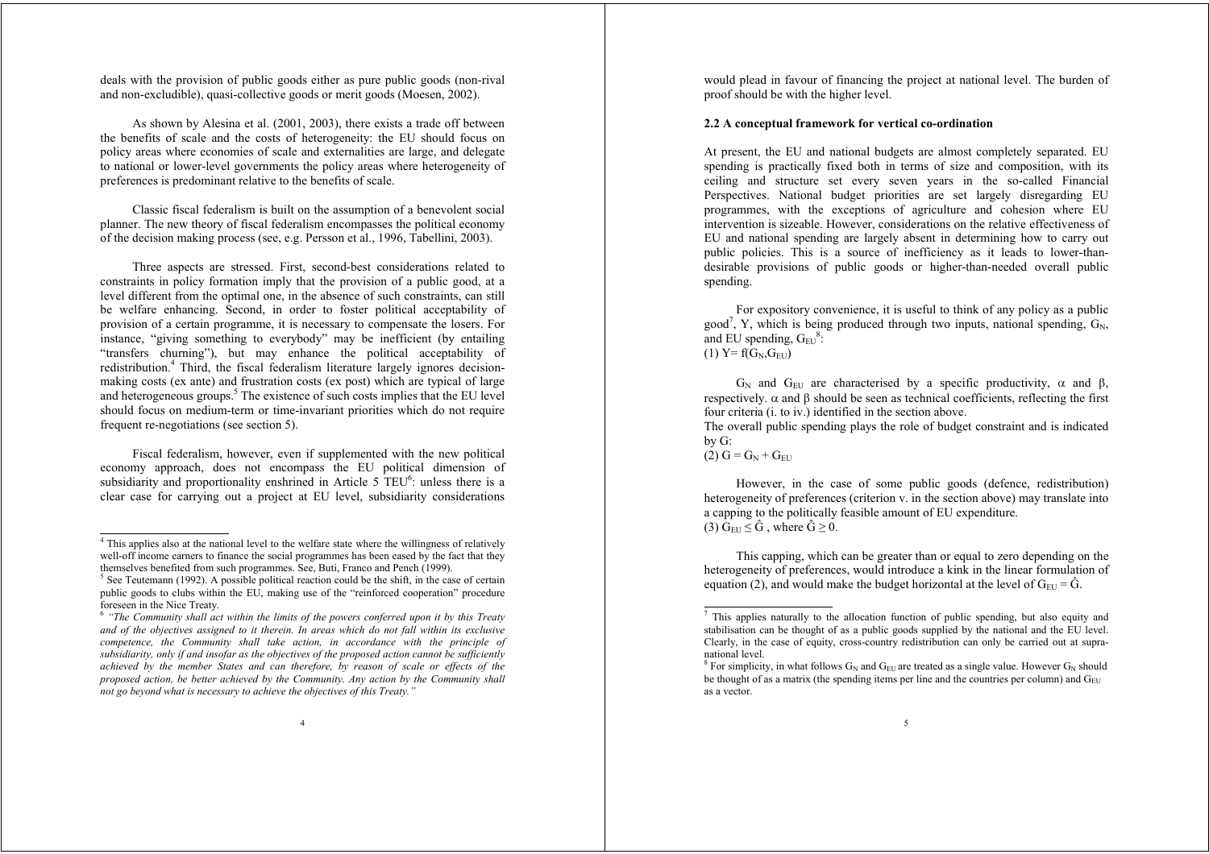deals with the provision of public goods either as pure public goods (non-rival and non-excludible), quasi-collective goods or merit goods (Moesen, 2002).

As shown by Alesina et al. (2001, 2003), there exists a trade off between the benefits of scale and the costs of heterogeneity: the EU should focus on policy areas where economies of scale and externalities are large, and delegate to national or lower-level governments the policy areas where heterogeneity of preferences is predominant relative to the benefits of scale.

Classic fiscal federalism is built on the assumption of a benevolent social planner. The new theory of fiscal federalism encompasses the political economy of the decision making process (see, e.g. Persson et al., 1996, Tabellini, 2003).

Three aspects are stressed. First, second-best considerations related to constraints in policy formation imply that the provision of a public good, at a level different from the optimal one, in the absence of such constraints, can still be welfare enhancing. Second, in order to foster political acceptability of provision of a certain programme, it is necessary to compensate the losers. For instance, "giving something to everybody" may be inefficient (by entailing "transfers churning"), but may enhance the political acceptability of redistribution.[4] Third, the fiscal federalism literature largely ignores decision-making costs (ex ante) and frustration costs (ex post) which are typical of large and heterogeneous groups.[5] The existence of such costs implies that the EU level should focus on medium-term or time-invariant priorities which do not require frequent re-negotiations (see section 5).

Fiscal federalism, however, even if supplemented with the new political economy approach, does not encompass the EU political dimension of subsidiarity and proportionality enshrined in Article 5 TEU[6]: unless there is a clear case for carrying out a project at EU level, subsidiarity considerations would plead in favour of financing the project at national level. The burden of proof should be with the higher level.

### 2.2 A conceptual framework for vertical co-ordination

At present, the EU and national budgets are almost completely separated. EU spending is practically fixed both in terms of size and composition, with its ceiling and structure set every seven years in the so-called Financial Perspectives. National budget priorities are set largely disregarding EU programmes, with the exceptions of agriculture and cohesion where EU intervention is sizeable. However, considerations on the relative effectiveness of EU and national spending are largely absent in determining how to carry out public policies. This is a source of inefficiency as it leads to lower-than-desirable provisions of public goods or higher-than-needed overall public spending.

For expository convenience, it is useful to think of any policy as a public good[7], Y, which is being produced through two inputs, national spending, $G_N$, and EU spending, $G_{EU}$[8]:

(1) $Y = f(G_N, G_{EU})$

$G_N$ and $G_{EU}$ are characterised by a specific productivity, $\alpha$ and $\beta$, respectively. $\alpha$ and $\beta$ should be seen as technical coefficients, reflecting the first four criteria (i. to iv.) identified in the section above.

The overall public spending plays the role of budget constraint and is indicated by G:

(2) $G = G_N + G_{EU}$

However, in the case of some public goods (defence, redistribution) heterogeneity of preferences (criterion v. in the section above) may translate into a capping to the politically feasible amount of EU expenditure.

(3) $G_{EU} \leq \hat{G}$ , where $\hat{G} \geq 0$.

This capping, which can be greater than or equal to zero depending on the heterogeneity of preferences, would introduce a kink in the linear formulation of equation (2), and would make the budget horizontal at the level of $G_{EU} = \hat{G}$.

---

[4] This applies also at the national level to the welfare state where the willingness of relatively well-off income earners to finance the social programmes has been eased by the fact that they themselves benefited from such programmes. See, Buti, Franco and Pench (1999).

[5] See Teutemann (1992). A possible political reaction could be the shift, in the case of certain public goods to clubs within the EU, making use of the "reinforced cooperation" procedure foreseen in the Nice Treaty.

[6] *"The Community shall act within the limits of the powers conferred upon it by this Treaty and of the objectives assigned to it therein. In areas which do not fall within its exclusive competence, the Community shall take action, in accordance with the principle of subsidiarity, only if and insofar as the objectives of the proposed action cannot be sufficiently achieved by the member States and can therefore, by reason of scale or effects of the proposed action, be better achieved by the Community. Any action by the Community shall not go beyond what is necessary to achieve the objectives of this Treaty."*

[7] This applies naturally to the allocation function of public spending, but also equity and stabilisation can be thought of as a public goods supplied by the national and the EU level. Clearly, in the case of equity, cross-country redistribution can only be carried out at supra-national level.

[8] For simplicity, in what follows $G_N$ and $G_{EU}$ are treated as a single value. However $G_N$ should be thought of as a matrix (the spending items per line and the countries per column) and $G_{EU}$ as a vector.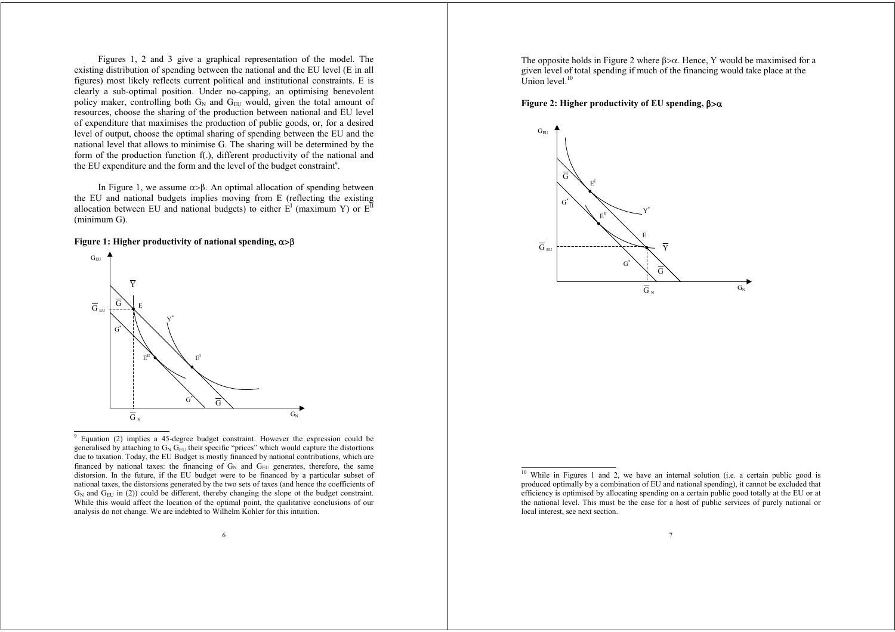Figures 1, 2 and 3 give a graphical representation of the model. The existing distribution of spending between the national and the EU level (E in all figures) most likely reflects current political and institutional constraints. E is clearly a sub-optimal position. Under no-capping, an optimising benevolent policy maker, controlling both $G_N$ and $G_{EU}$ would, given the total amount of resources, choose the sharing of the production between national and EU level of expenditure that maximises the production of public goods, or, for a desired level of output, choose the optimal sharing of spending between the EU and the national level that allows to minimise G. The sharing will be determined by the form of the production function f(.), different productivity of the national and the EU expenditure and the form and the level of the budget constraint[9].

In Figure 1, we assume $\alpha>\beta$. An optimal allocation of spending between the EU and national budgets implies moving from E (reflecting the existing allocation between EU and national budgets) to either $E^I$ (maximum Y) or $E^{II}$ (minimum G).

**Figure 1: Higher productivity of national spending, $\alpha>\beta$**

[9] Equation (2) implies a 45-degree budget constraint. However the expression could be generalised by attaching to $G_N$ $G_{EU}$ their specific "prices" which would capture the distortions due to taxation. Today, the EU Budget is mostly financed by national contributions, which are financed by national taxes: the financing of $G_N$ and $G_{EU}$ generates, therefore, the same distortion. In the future, if the EU budget were to be financed by a particular subset of national taxes, the distorsions generated by the two sets of taxes (and hence the coefficients of $G_N$ and $G_{EU}$ in (2)) could be different, thereby changing the slope ot the budget constraint. While this would affect the location of the optimal point, the qualitative conclusions of our analysis do not change. We are indebted to Wilhelm Kohler for this intuition.

The opposite holds in Figure 2 where $\beta>\alpha$. Hence, Y would be maximised for a given level of total spending if much of the financing would take place at the Union level.[10]

**Figure 2: Higher productivity of EU spending, $\beta>\alpha$**

[10] While in Figures 1 and 2, we have an internal solution (i.e. a certain public good is produced optimally by a combination of EU and national spending), it cannot be excluded that efficiency is optimised by allocating spending on a certain public good totally at the EU or at the national level. This must be the case for a host of public services of purely national or local interest, see next section.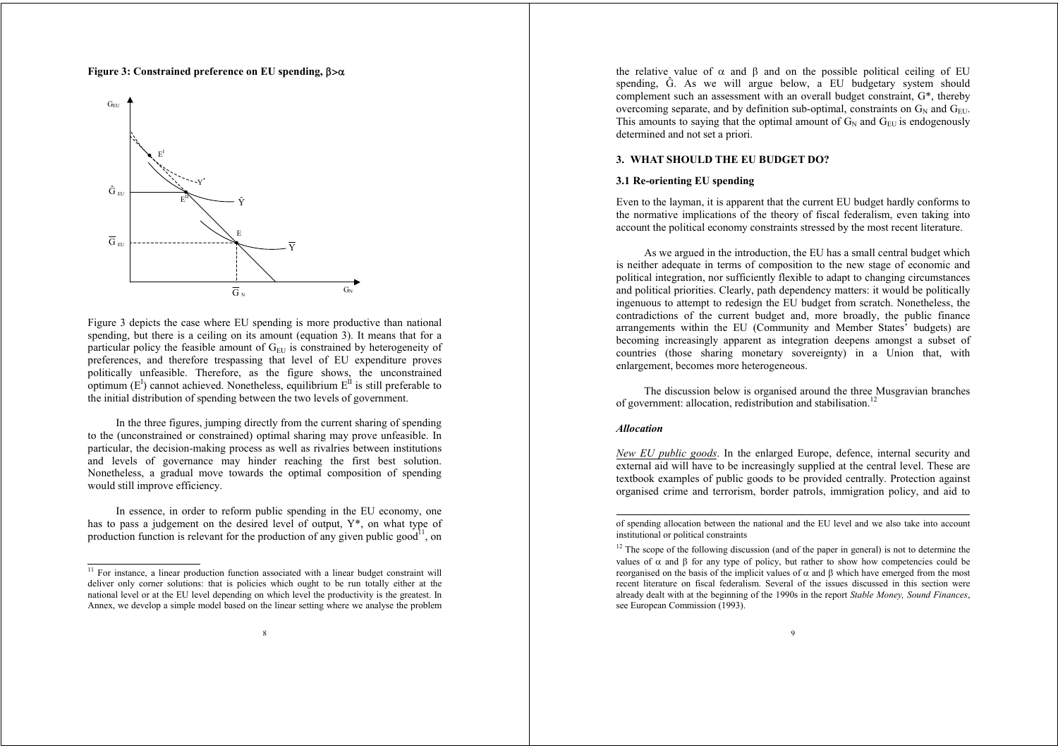**Figure 3: Constrained preference on EU spending, $\beta>\alpha$**

Figure 3 depicts the case where EU spending is more productive than national spending, but there is a ceiling on its amount (equation 3). It means that for a particular policy the feasible amount of $G_{EU}$ is constrained by heterogeneity of preferences, and therefore trespassing that level of EU expenditure proves politically unfeasible. Therefore, as the figure shows, the unconstrained optimum ($E^{I}$) cannot achieved. Nonetheless, equilibrium $E^{II}$ is still preferable to the initial distribution of spending between the two levels of government.

In the three figures, jumping directly from the current sharing of spending to the (unconstrained or constrained) optimal sharing may prove unfeasible. In particular, the decision-making process as well as rivalries between institutions and levels of governance may hinder reaching the first best solution. Nonetheless, a gradual move towards the optimal composition of spending would still improve efficiency.

In essence, in order to reform public spending in the EU economy, one has to pass a judgement on the desired level of output, $Y^*$, on what type of production function is relevant for the production of any given public good[11], on the relative value of $\alpha$ and $\beta$ and on the possible political ceiling of EU spending, $\hat{G}$. As we will argue below, a EU budgetary system should complement such an assessment with an overall budget constraint, $G^*$, thereby overcoming separate, and by definition sub-optimal, constraints on $G_N$ and $G_{EU}$. This amounts to saying that the optimal amount of $G_N$ and $G_{EU}$ is endogenously determined and not set a priori.

## 3. WHAT SHOULD THE EU BUDGET DO?

### 3.1 Re-orienting EU spending

Even to the layman, it is apparent that the current EU budget hardly conforms to the normative implications of the theory of fiscal federalism, even taking into account the political economy constraints stressed by the most recent literature.

As we argued in the introduction, the EU has a small central budget which is neither adequate in terms of composition to the new stage of economic and political integration, nor sufficiently flexible to adapt to changing circumstances and political priorities. Clearly, path dependency matters: it would be politically ingenuous to attempt to redesign the EU budget from scratch. Nonetheless, the contradictions of the current budget and, more broadly, the public finance arrangements within the EU (Community and Member States' budgets) are becoming increasingly apparent as integration deepens amongst a subset of countries (those sharing monetary sovereignty) in a Union that, with enlargement, becomes more heterogeneous.

The discussion below is organised around the three Musgravian branches of government: allocation, redistribution and stabilisation.[12]

***Allocation***

New EU public goods. In the enlarged Europe, defence, internal security and external aid will have to be increasingly supplied at the central level. These are textbook examples of public goods to be provided centrally. Protection against organised crime and terrorism, border patrols, immigration policy, and aid to

---

[11] For instance, a linear production function associated with a linear budget constraint will deliver only corner solutions: that is policies which ought to be run totally either at the national level or at the EU level depending on which level the productivity is the greatest. In Annex, we develop a simple model based on the linear setting where we analyse the problem of spending allocation between the national and the EU level and we also take into account institutional or political constraints

[12] The scope of the following discussion (and of the paper in general) is not to determine the values of $\alpha$ and $\beta$ for any type of policy, but rather to show how competencies could be reorganised on the basis of the implicit values of $\alpha$ and $\beta$ which have emerged from the most recent literature on fiscal federalism. Several of the issues discussed in this section were already dealt with at the beginning of the 1990s in the report *Stable Money, Sound Finances*, see European Commission (1993).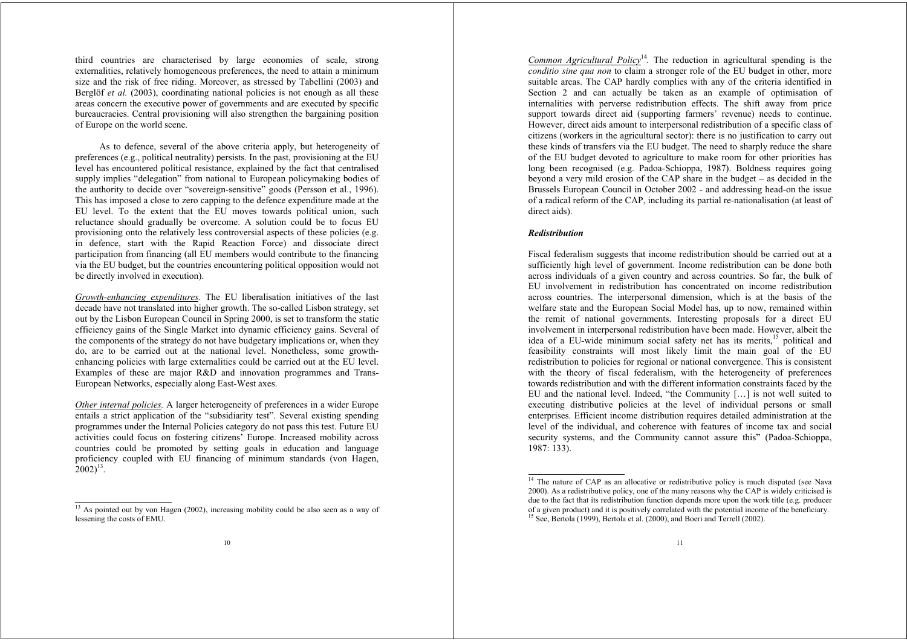third countries are characterised by large economies of scale, strong externalities, relatively homogeneous preferences, the need to attain a minimum size and the risk of free riding. Moreover, as stressed by Tabellini (2003) and Berglöf *et al.* (2003), coordinating national policies is not enough as all these areas concern the executive power of governments and are executed by specific bureaucracies. Central provisioning will also strengthen the bargaining position of Europe on the world scene.

As to defence, several of the above criteria apply, but heterogeneity of preferences (e.g., political neutrality) persists. In the past, provisioning at the EU level has encountered political resistance, explained by the fact that centralised supply implies "delegation" from national to European policymaking bodies of the authority to decide over "sovereign-sensitive" goods (Persson et al., 1996). This has imposed a close to zero capping to the defence expenditure made at the EU level. To the extent that the EU moves towards political union, such reluctance should gradually be overcome. A solution could be to focus EU provisioning onto the relatively less controversial aspects of these policies (e.g. in defence, start with the Rapid Reaction Force) and dissociate direct participation from financing (all EU members would contribute to the financing via the EU budget, but the countries encountering political opposition would not be directly involved in execution).

Growth-enhancing expenditures. The EU liberalisation initiatives of the last decade have not translated into higher growth. The so-called Lisbon strategy, set out by the Lisbon European Council in Spring 2000, is set to transform the static efficiency gains of the Single Market into dynamic efficiency gains. Several of the components of the strategy do not have budgetary implications or, when they do, are to be carried out at the national level. Nonetheless, some growth-enhancing policies with large externalities could be carried out at the EU level. Examples of these are major R&D and innovation programmes and Trans-European Networks, especially along East-West axes.

Other internal policies. A larger heterogeneity of preferences in a wider Europe entails a strict application of the "subsidiarity test". Several existing spending programmes under the Internal Policies category do not pass this test. Future EU activities could focus on fostering citizens' Europe. Increased mobility across countries could be promoted by setting goals in education and language proficiency coupled with EU financing of minimum standards (von Hagen, 2002)[13].

[13] As pointed out by von Hagen (2002), increasing mobility could be also seen as a way of lessening the costs of EMU.

Common Agricultural Policy[14]. The reduction in agricultural spending is the *conditio sine qua non* to claim a stronger role of the EU budget in other, more suitable areas. The CAP hardly complies with any of the criteria identified in Section 2 and can actually be taken as an example of optimisation of internalities with perverse redistribution effects. The shift away from price support towards direct aid (supporting farmers' revenue) needs to continue. However, direct aids amount to interpersonal redistribution of a specific class of citizens (workers in the agricultural sector): there is no justification to carry out these kinds of transfers via the EU budget. The need to sharply reduce the share of the EU budget devoted to agriculture to make room for other priorities has long been recognised (e.g. Padoa-Schioppa, 1987). Boldness requires going beyond a very mild erosion of the CAP share in the budget – as decided in the Brussels European Council in October 2002 - and addressing head-on the issue of a radical reform of the CAP, including its partial re-nationalisation (at least of direct aids).

***Redistribution***

Fiscal federalism suggests that income redistribution should be carried out at a sufficiently high level of government. Income redistribution can be done both across individuals of a given country and across countries. So far, the bulk of EU involvement in redistribution has concentrated on income redistribution across countries. The interpersonal dimension, which is at the basis of the welfare state and the European Social Model has, up to now, remained within the remit of national governments. Interesting proposals for a direct EU involvement in interpersonal redistribution have been made. However, albeit the idea of a EU-wide minimum social safety net has its merits,[15] political and feasibility constraints will most likely limit the main goal of the EU redistribution to policies for regional or national convergence. This is consistent with the theory of fiscal federalism, with the heterogeneity of preferences towards redistribution and with the different information constraints faced by the EU and the national level. Indeed, "the Community […] is not well suited to executing distributive policies at the level of individual persons or small enterprises. Efficient income distribution requires detailed administration at the level of the individual, and coherence with features of income tax and social security systems, and the Community cannot assure this" (Padoa-Schioppa, 1987: 133).

[14] The nature of CAP as an allocative or redistributive policy is much disputed (see Nava 2000). As a redistributive policy, one of the many reasons why the CAP is widely criticised is due to the fact that its redistribution function depends more upon the work title (e.g. producer of a given product) and it is positively correlated with the potential income of the beneficiary.

[15] See, Bertola (1999), Bertola et al. (2000), and Boeri and Terrell (2002).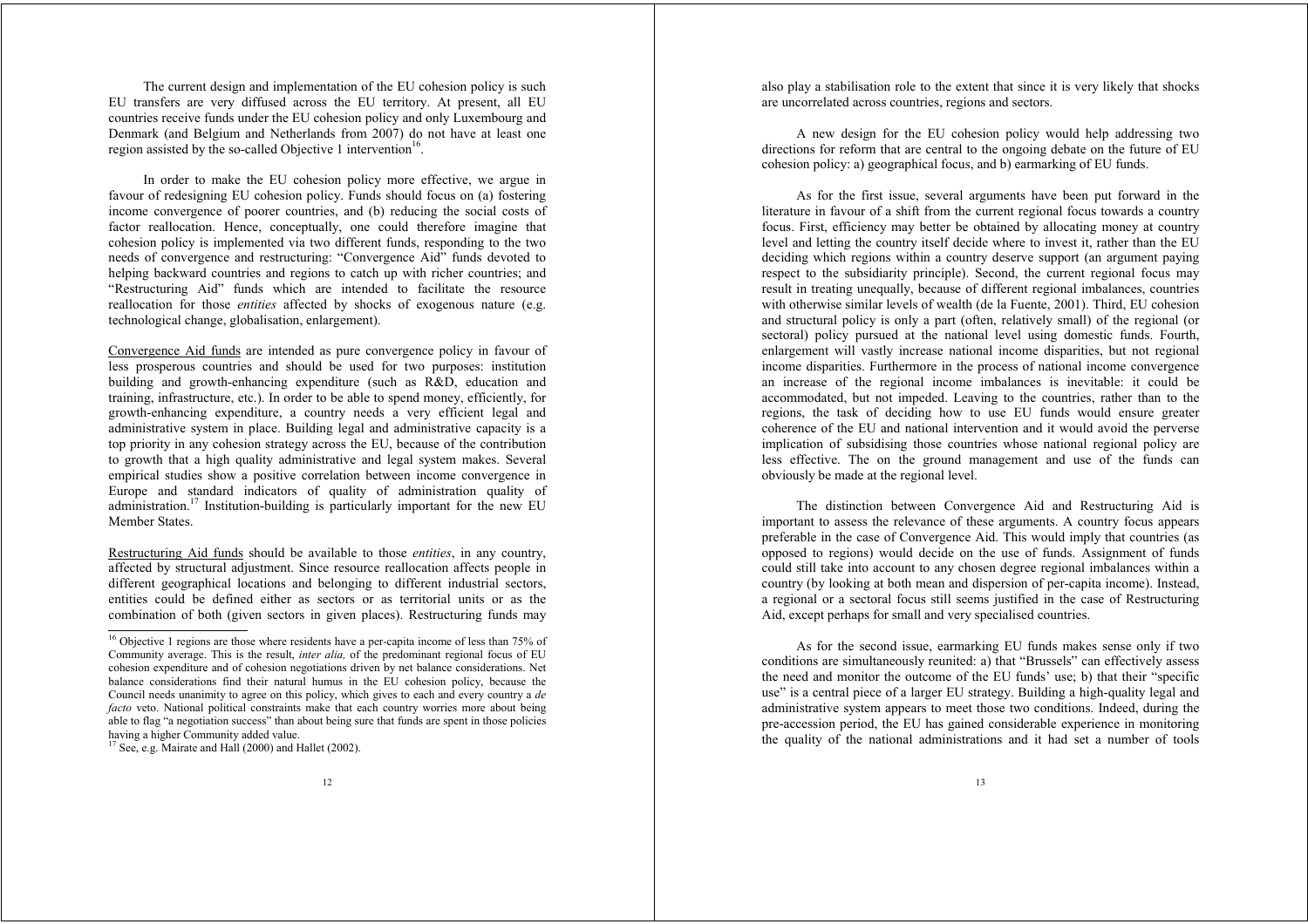The current design and implementation of the EU cohesion policy is such EU transfers are very diffused across the EU territory. At present, all EU countries receive funds under the EU cohesion policy and only Luxembourg and Denmark (and Belgium and Netherlands from 2007) do not have at least one region assisted by the so-called Objective 1 intervention[16].

In order to make the EU cohesion policy more effective, we argue in favour of redesigning EU cohesion policy. Funds should focus on (a) fostering income convergence of poorer countries, and (b) reducing the social costs of factor reallocation. Hence, conceptually, one could therefore imagine that cohesion policy is implemented via two different funds, responding to the two needs of convergence and restructuring: "Convergence Aid" funds devoted to helping backward countries and regions to catch up with richer countries; and "Restructuring Aid" funds which are intended to facilitate the resource reallocation for those *entities* affected by shocks of exogenous nature (e.g. technological change, globalisation, enlargement).

Convergence Aid funds are intended as pure convergence policy in favour of less prosperous countries and should be used for two purposes: institution building and growth-enhancing expenditure (such as R&D, education and training, infrastructure, etc.). In order to be able to spend money, efficiently, for growth-enhancing expenditure, a country needs a very efficient legal and administrative system in place. Building legal and administrative capacity is a top priority in any cohesion strategy across the EU, because of the contribution to growth that a high quality administrative and legal system makes. Several empirical studies show a positive correlation between income convergence in Europe and standard indicators of quality of administration quality of administration.[17] Institution-building is particularly important for the new EU Member States.

Restructuring Aid funds should be available to those *entities*, in any country, affected by structural adjustment. Since resource reallocation affects people in different geographical locations and belonging to different industrial sectors, entities could be defined either as sectors or as territorial units or as the combination of both (given sectors in given places). Restructuring funds may also play a stabilisation role to the extent that since it is very likely that shocks are uncorrelated across countries, regions and sectors.

A new design for the EU cohesion policy would help addressing two directions for reform that are central to the ongoing debate on the future of EU cohesion policy: a) geographical focus, and b) earmarking of EU funds.

As for the first issue, several arguments have been put forward in the literature in favour of a shift from the current regional focus towards a country focus. First, efficiency may better be obtained by allocating money at country level and letting the country itself decide where to invest it, rather than the EU deciding which regions within a country deserve support (an argument paying respect to the subsidiarity principle). Second, the current regional focus may result in treating unequally, because of different regional imbalances, countries with otherwise similar levels of wealth (de la Fuente, 2001). Third, EU cohesion and structural policy is only a part (often, relatively small) of the regional (or sectoral) policy pursued at the national level using domestic funds. Fourth, enlargement will vastly increase national income disparities, but not regional income disparities. Furthermore in the process of national income convergence an increase of the regional income imbalances is inevitable: it could be accommodated, but not impeded. Leaving to the countries, rather than to the regions, the task of deciding how to use EU funds would ensure greater coherence of the EU and national intervention and it would avoid the perverse implication of subsidising those countries whose national regional policy are less effective. The on the ground management and use of the funds can obviously be made at the regional level.

The distinction between Convergence Aid and Restructuring Aid is important to assess the relevance of these arguments. A country focus appears preferable in the case of Convergence Aid. This would imply that countries (as opposed to regions) would decide on the use of funds. Assignment of funds could still take into account to any chosen degree regional imbalances within a country (by looking at both mean and dispersion of per-capita income). Instead, a regional or a sectoral focus still seems justified in the case of Restructuring Aid, except perhaps for small and very specialised countries.

As for the second issue, earmarking EU funds makes sense only if two conditions are simultaneously reunited: a) that "Brussels" can effectively assess the need and monitor the outcome of the EU funds' use; b) that their "specific use" is a central piece of a larger EU strategy. Building a high-quality legal and administrative system appears to meet those two conditions. Indeed, during the pre-accession period, the EU has gained considerable experience in monitoring the quality of the national administrations and it had set a number of tools

---

[16] Objective 1 regions are those where residents have a per-capita income of less than 75% of Community average. This is the result, *inter alia,* of the predominant regional focus of EU cohesion expenditure and of cohesion negotiations driven by net balance considerations. Net balance considerations find their natural humus in the EU cohesion policy, because the Council needs unanimity to agree on this policy, which gives to each and every country a *de facto* veto. National political constraints make that each country worries more about being able to flag "a negotiation success" than about being sure that funds are spent in those policies having a higher Community added value.

[17] See, e.g. Mairate and Hall (2000) and Hallet (2002).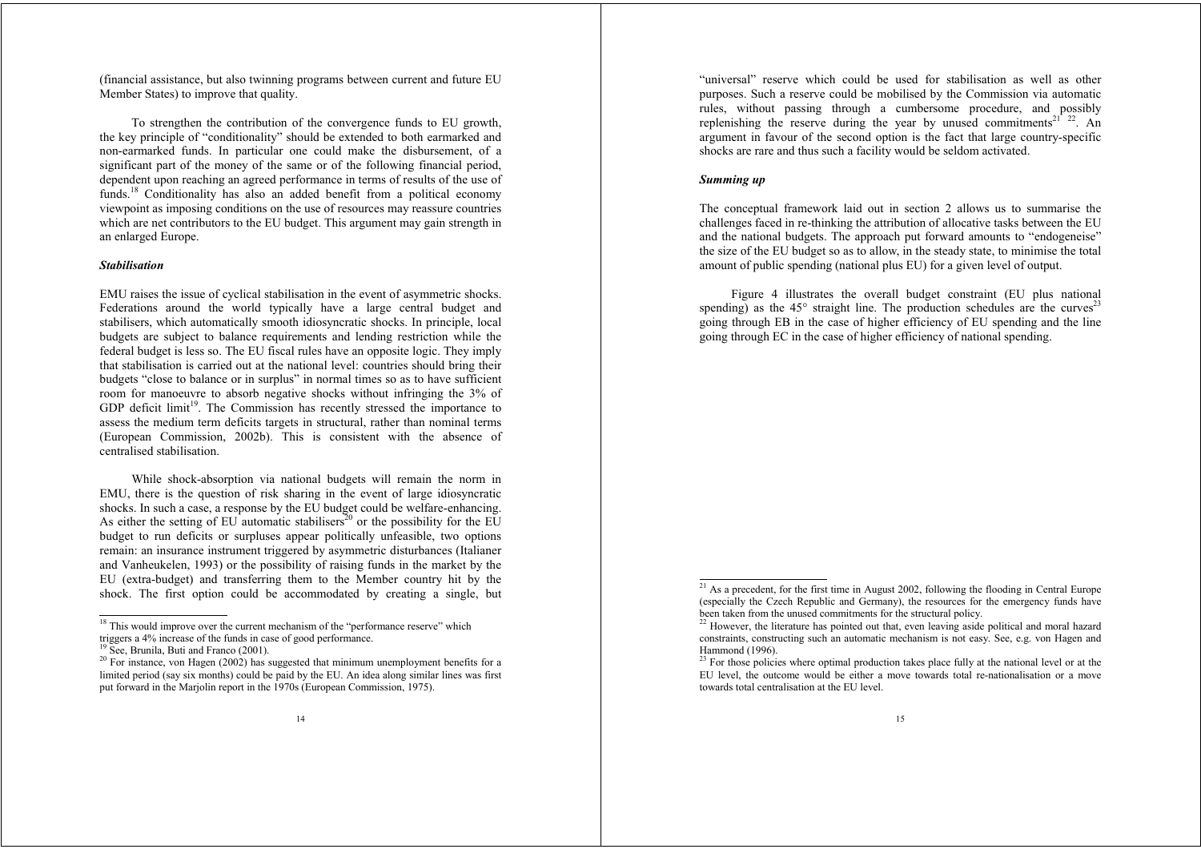(financial assistance, but also twinning programs between current and future EU Member States) to improve that quality.

To strengthen the contribution of the convergence funds to EU growth, the key principle of "conditionality" should be extended to both earmarked and non-earmarked funds. In particular one could make the disbursement, of a significant part of the money of the same or of the following financial period, dependent upon reaching an agreed performance in terms of results of the use of funds.[18] Conditionality has also an added benefit from a political economy viewpoint as imposing conditions on the use of resources may reassure countries which are net contributors to the EU budget. This argument may gain strength in an enlarged Europe.

### *Stabilisation*

EMU raises the issue of cyclical stabilisation in the event of asymmetric shocks. Federations around the world typically have a large central budget and stabilisers, which automatically smooth idiosyncratic shocks. In principle, local budgets are subject to balance requirements and lending restriction while the federal budget is less so. The EU fiscal rules have an opposite logic. They imply that stabilisation is carried out at the national level: countries should bring their budgets "close to balance or in surplus" in normal times so as to have sufficient room for manoeuvre to absorb negative shocks without infringing the 3% of GDP deficit limit[19]. The Commission has recently stressed the importance to assess the medium term deficits targets in structural, rather than nominal terms (European Commission, 2002b). This is consistent with the absence of centralised stabilisation.

While shock-absorption via national budgets will remain the norm in EMU, there is the question of risk sharing in the event of large idiosyncratic shocks. In such a case, a response by the EU budget could be welfare-enhancing. As either the setting of EU automatic stabilisers[20] or the possibility for the EU budget to run deficits or surpluses appear politically unfeasible, two options remain: an insurance instrument triggered by asymmetric disturbances (Italianer and Vanheukelen, 1993) or the possibility of raising funds in the market by the EU (extra-budget) and transferring them to the Member country hit by the shock. The first option could be accommodated by creating a single, but "universal" reserve which could be used for stabilisation as well as other purposes. Such a reserve could be mobilised by the Commission via automatic rules, without passing through a cumbersome procedure, and possibly replenishing the reserve during the year by unused commitments[21] [22]. An argument in favour of the second option is the fact that large country-specific shocks are rare and thus such a facility would be seldom activated.

### *Summing up*

The conceptual framework laid out in section 2 allows us to summarise the challenges faced in re-thinking the attribution of allocative tasks between the EU and the national budgets. The approach put forward amounts to "endogeneise" the size of the EU budget so as to allow, in the steady state, to minimise the total amount of public spending (national plus EU) for a given level of output.

Figure 4 illustrates the overall budget constraint (EU plus national spending) as the 45° straight line. The production schedules are the curves[23] going through EB in the case of higher efficiency of EU spending and the line going through EC in the case of higher efficiency of national spending.

---

[18] This would improve over the current mechanism of the "performance reserve" which triggers a 4% increase of the funds in case of good performance.

[19] See, Brunila, Buti and Franco (2001).

[20] For instance, von Hagen (2002) has suggested that minimum unemployment benefits for a limited period (say six months) could be paid by the EU. An idea along similar lines was first put forward in the Marjolin report in the 1970s (European Commission, 1975).

[21] As a precedent, for the first time in August 2002, following the flooding in Central Europe (especially the Czech Republic and Germany), the resources for the emergency funds have been taken from the unused commitments for the structural policy.

[22] However, the literature has pointed out that, even leaving aside political and moral hazard constraints, constructing such an automatic mechanism is not easy. See, e.g. von Hagen and Hammond (1996).

[23] For those policies where optimal production takes place fully at the national level or at the EU level, the outcome would be either a move towards total re-nationalisation or a move towards total centralisation at the EU level.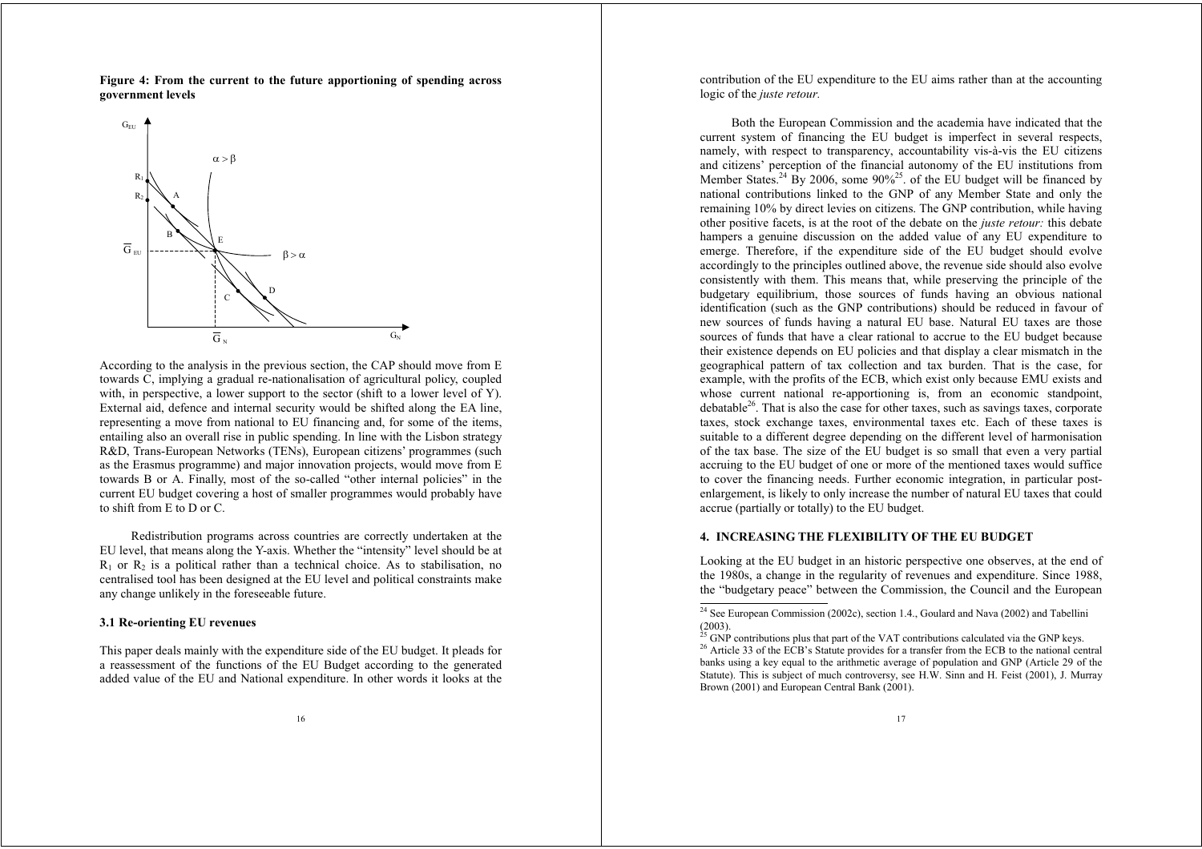**Figure 4: From the current to the future apportioning of spending across government levels**

According to the analysis in the previous section, the CAP should move from E towards C, implying a gradual re-nationalisation of agricultural policy, coupled with, in perspective, a lower support to the sector (shift to a lower level of Y). External aid, defence and internal security would be shifted along the EA line, representing a move from national to EU financing and, for some of the items, entailing also an overall rise in public spending. In line with the Lisbon strategy R&D, Trans-European Networks (TENs), European citizens' programmes (such as the Erasmus programme) and major innovation projects, would move from E towards B or A. Finally, most of the so-called "other internal policies" in the current EU budget covering a host of smaller programmes would probably have to shift from E to D or C.

Redistribution programs across countries are correctly undertaken at the EU level, that means along the Y-axis. Whether the "intensity" level should be at $R_1$ or $R_2$ is a political rather than a technical choice. As to stabilisation, no centralised tool has been designed at the EU level and political constraints make any change unlikely in the foreseeable future.

### 3.1 Re-orienting EU revenues

This paper deals mainly with the expenditure side of the EU budget. It pleads for a reassessment of the functions of the EU Budget according to the generated added value of the EU and National expenditure. In other words it looks at the contribution of the EU expenditure to the EU aims rather than at the accounting logic of the *juste retour.*

Both the European Commission and the academia have indicated that the current system of financing the EU budget is imperfect in several respects, namely, with respect to transparency, accountability vis-à-vis the EU citizens and citizens' perception of the financial autonomy of the EU institutions from Member States.[24] By 2006, some 90%[25]. of the EU budget will be financed by national contributions linked to the GNP of any Member State and only the remaining 10% by direct levies on citizens. The GNP contribution, while having other positive facets, is at the root of the debate on the *juste retour:* this debate hampers a genuine discussion on the added value of any EU expenditure to emerge. Therefore, if the expenditure side of the EU budget should evolve accordingly to the principles outlined above, the revenue side should also evolve consistently with them. This means that, while preserving the principle of the budgetary equilibrium, those sources of funds having an obvious national identification (such as the GNP contributions) should be reduced in favour of new sources of funds having a natural EU base. Natural EU taxes are those sources of funds that have a clear rational to accrue to the EU budget because their existence depends on EU policies and that display a clear mismatch in the geographical pattern of tax collection and tax burden. That is the case, for example, with the profits of the ECB, which exist only because EMU exists and whose current national re-apportioning is, from an economic standpoint, debatable[26]. That is also the case for other taxes, such as savings taxes, corporate taxes, stock exchange taxes, environmental taxes etc. Each of these taxes is suitable to a different degree depending on the different level of harmonisation of the tax base. The size of the EU budget is so small that even a very partial accruing to the EU budget of one or more of the mentioned taxes would suffice to cover the financing needs. Further economic integration, in particular post-enlargement, is likely to only increase the number of natural EU taxes that could accrue (partially or totally) to the EU budget.

## 4. INCREASING THE FLEXIBILITY OF THE EU BUDGET

Looking at the EU budget in an historic perspective one observes, at the end of the 1980s, a change in the regularity of revenues and expenditure. Since 1988, the "budgetary peace" between the Commission, the Council and the European

[24] See European Commission (2002c), section 1.4., Goulard and Nava (2002) and Tabellini (2003).

[25] GNP contributions plus that part of the VAT contributions calculated via the GNP keys.

[26] Article 33 of the ECB's Statute provides for a transfer from the ECB to the national central banks using a key equal to the arithmetic average of population and GNP (Article 29 of the Statute). This is subject of much controversy, see H.W. Sinn and H. Feist (2001), J. Murray Brown (2001) and European Central Bank (2001).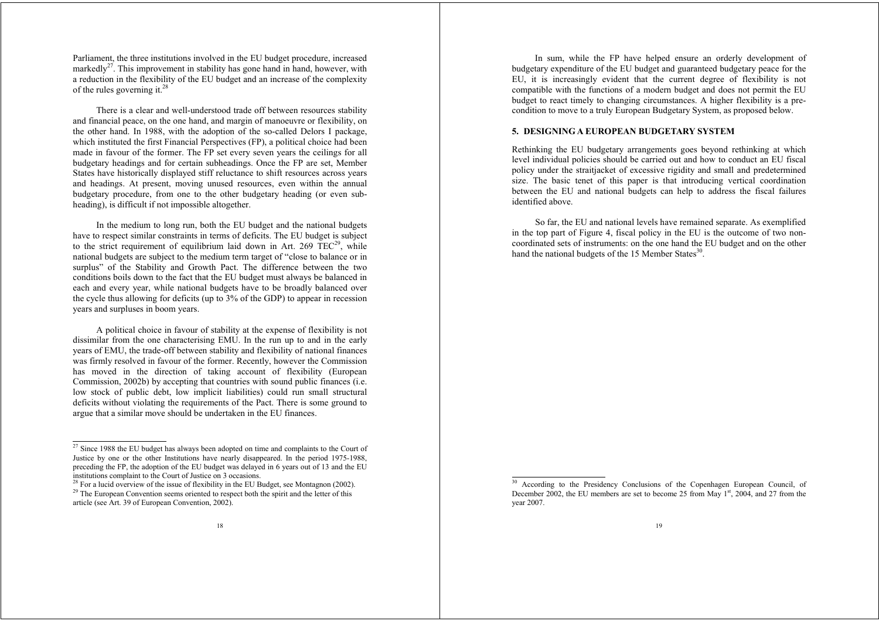Parliament, the three institutions involved in the EU budget procedure, increased markedly[27]. This improvement in stability has gone hand in hand, however, with a reduction in the flexibility of the EU budget and an increase of the complexity of the rules governing it.[28]

There is a clear and well-understood trade off between resources stability and financial peace, on the one hand, and margin of manoeuvre or flexibility, on the other hand. In 1988, with the adoption of the so-called Delors I package, which instituted the first Financial Perspectives (FP), a political choice had been made in favour of the former. The FP set every seven years the ceilings for all budgetary headings and for certain subheadings. Once the FP are set, Member States have historically displayed stiff reluctance to shift resources across years and headings. At present, moving unused resources, even within the annual budgetary procedure, from one to the other budgetary heading (or even sub-heading), is difficult if not impossible altogether.

In the medium to long run, both the EU budget and the national budgets have to respect similar constraints in terms of deficits. The EU budget is subject to the strict requirement of equilibrium laid down in Art. 269 TEC[29], while national budgets are subject to the medium term target of "close to balance or in surplus" of the Stability and Growth Pact. The difference between the two conditions boils down to the fact that the EU budget must always be balanced in each and every year, while national budgets have to be broadly balanced over the cycle thus allowing for deficits (up to 3% of the GDP) to appear in recession years and surpluses in boom years.

A political choice in favour of stability at the expense of flexibility is not dissimilar from the one characterising EMU. In the run up to and in the early years of EMU, the trade-off between stability and flexibility of national finances was firmly resolved in favour of the former. Recently, however the Commission has moved in the direction of taking account of flexibility (European Commission, 2002b) by accepting that countries with sound public finances (i.e. low stock of public debt, low implicit liabilities) could run small structural deficits without violating the requirements of the Pact. There is some ground to argue that a similar move should be undertaken in the EU finances.

[27] Since 1988 the EU budget has always been adopted on time and complaints to the Court of Justice by one or the other Institutions have nearly disappeared. In the period 1975-1988, preceding the FP, the adoption of the EU budget was delayed in 6 years out of 13 and the EU institutions complaint to the Court of Justice on 3 occasions.

[28] For a lucid overview of the issue of flexibility in the EU Budget, see Montagnon (2002).

[29] The European Convention seems oriented to respect both the spirit and the letter of this article (see Art. 39 of European Convention, 2002).

In sum, while the FP have helped ensure an orderly development of budgetary expenditure of the EU budget and guaranteed budgetary peace for the EU, it is increasingly evident that the current degree of flexibility is not compatible with the functions of a modern budget and does not permit the EU budget to react timely to changing circumstances. A higher flexibility is a pre-condition to move to a truly European Budgetary System, as proposed below.

## 5. DESIGNING A EUROPEAN BUDGETARY SYSTEM

Rethinking the EU budgetary arrangements goes beyond rethinking at which level individual policies should be carried out and how to conduct an EU fiscal policy under the straitjacket of excessive rigidity and small and predetermined size. The basic tenet of this paper is that introducing vertical coordination between the EU and national budgets can help to address the fiscal failures identified above.

So far, the EU and national levels have remained separate. As exemplified in the top part of Figure 4, fiscal policy in the EU is the outcome of two non-coordinated sets of instruments: on the one hand the EU budget and on the other hand the national budgets of the 15 Member States[30].

[30] According to the Presidency Conclusions of the Copenhagen European Council, of December 2002, the EU members are set to become 25 from May 1st, 2004, and 27 from the year 2007.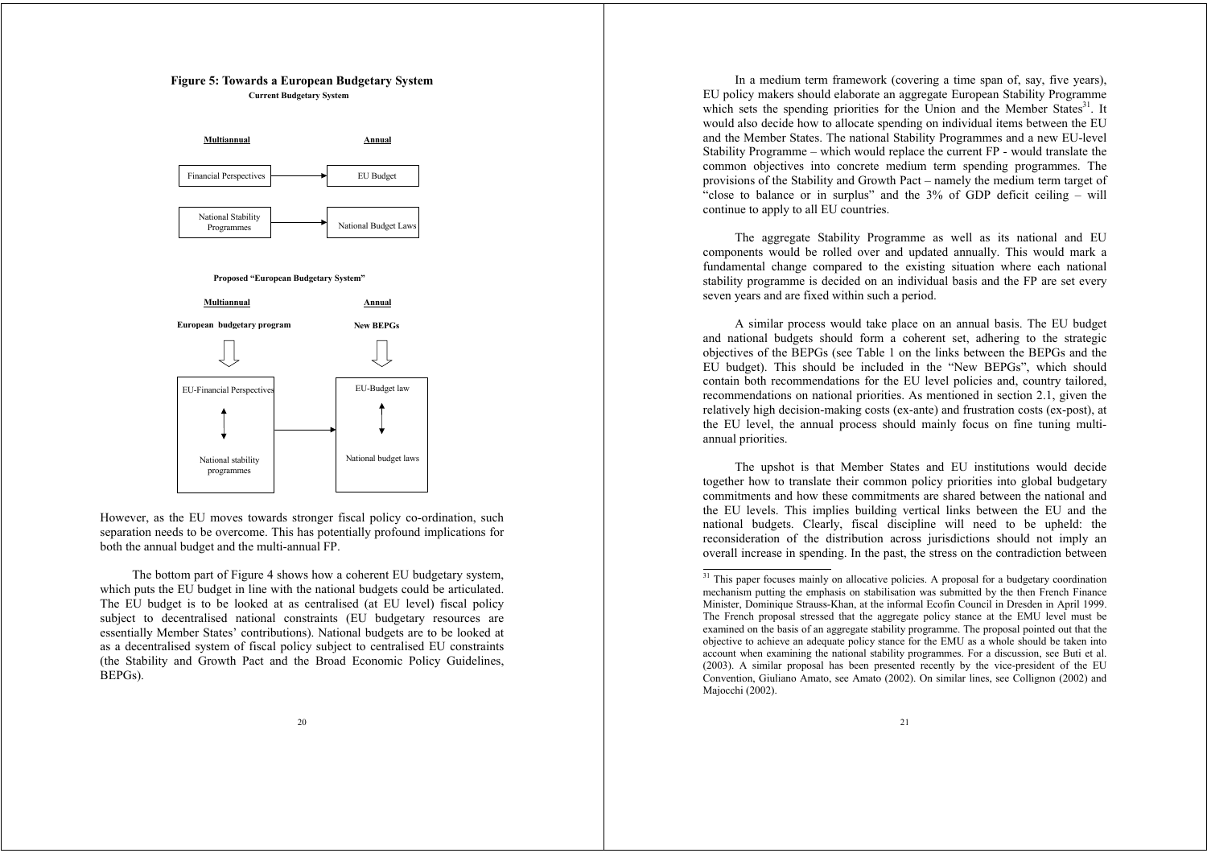**Figure 5: Towards a European Budgetary System**

**Current Budgetary System**

| **Multiannual** | | **Annual** |
|---|---|---|
| Financial Perspectives | → | EU Budget |
| National Stability Programmes | → | National Budget Laws |

**Proposed "European Budgetary System"**

| **Multiannual** | | **Annual** |
|---|---|---|
| **European budgetary program** | | **New BEPGs** |
| ⇩ | | ⇩ |
| EU-Financial Perspectives ↕ National stability programmes | → | EU-Budget law ↕ National budget laws |

However, as the EU moves towards stronger fiscal policy co-ordination, such separation needs to be overcome. This has potentially profound implications for both the annual budget and the multi-annual FP.

The bottom part of Figure 4 shows how a coherent EU budgetary system, which puts the EU budget in line with the national budgets could be articulated. The EU budget is to be looked at as centralised (at EU level) fiscal policy subject to decentralised national constraints (EU budgetary resources are essentially Member States' contributions). National budgets are to be looked at as a decentralised system of fiscal policy subject to centralised EU constraints (the Stability and Growth Pact and the Broad Economic Policy Guidelines, BEPGs).

In a medium term framework (covering a time span of, say, five years), EU policy makers should elaborate an aggregate European Stability Programme which sets the spending priorities for the Union and the Member States[31]. It would also decide how to allocate spending on individual items between the EU and the Member States. The national Stability Programmes and a new EU-level Stability Programme – which would replace the current FP - would translate the common objectives into concrete medium term spending programmes. The provisions of the Stability and Growth Pact – namely the medium term target of "close to balance or in surplus" and the 3% of GDP deficit ceiling – will continue to apply to all EU countries.

The aggregate Stability Programme as well as its national and EU components would be rolled over and updated annually. This would mark a fundamental change compared to the existing situation where each national stability programme is decided on an individual basis and the FP are set every seven years and are fixed within such a period.

A similar process would take place on an annual basis. The EU budget and national budgets should form a coherent set, adhering to the strategic objectives of the BEPGs (see Table 1 on the links between the BEPGs and the EU budget). This should be included in the "New BEPGs", which should contain both recommendations for the EU level policies and, country tailored, recommendations on national priorities. As mentioned in section 2.1, given the relatively high decision-making costs (ex-ante) and frustration costs (ex-post), at the EU level, the annual process should mainly focus on fine tuning multi-annual priorities.

The upshot is that Member States and EU institutions would decide together how to translate their common policy priorities into global budgetary commitments and how these commitments are shared between the national and the EU levels. This implies building vertical links between the EU and the national budgets. Clearly, fiscal discipline will need to be upheld: the reconsideration of the distribution across jurisdictions should not imply an overall increase in spending. In the past, the stress on the contradiction between

[31] This paper focuses mainly on allocative policies. A proposal for a budgetary coordination mechanism putting the emphasis on stabilisation was submitted by the then French Finance Minister, Dominique Strauss-Khan, at the informal Ecofin Council in Dresden in April 1999. The French proposal stressed that the aggregate policy stance at the EMU level must be examined on the basis of an aggregate stability programme. The proposal pointed out that the objective to achieve an adequate policy stance for the EMU as a whole should be taken into account when examining the national stability programmes. For a discussion, see Buti et al. (2003). A similar proposal has been presented recently by the vice-president of the EU Convention, Giuliano Amato, see Amato (2002). On similar lines, see Collignon (2002) and Majocchi (2002).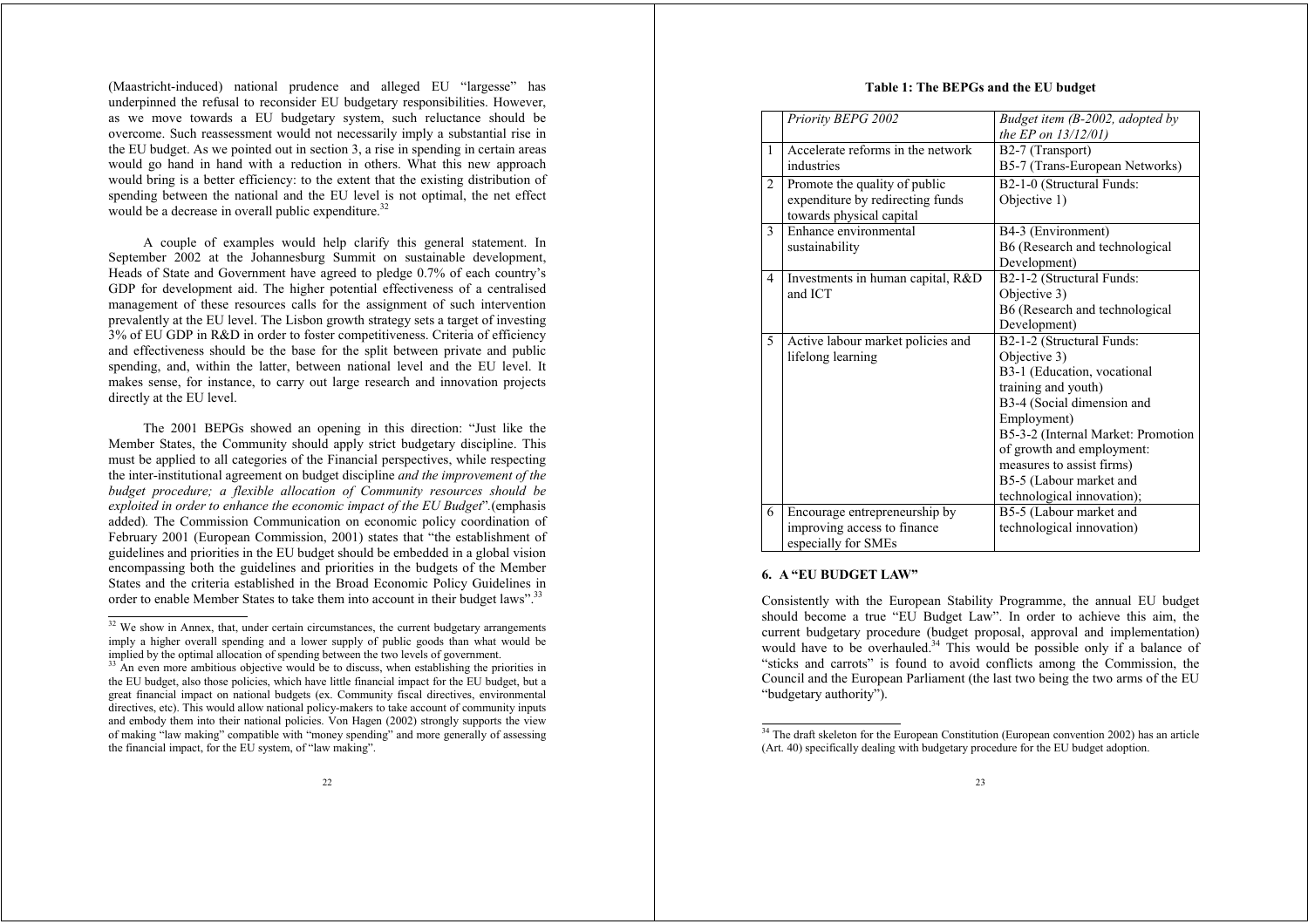(Maastricht-induced) national prudence and alleged EU "largesse" has underpinned the refusal to reconsider EU budgetary responsibilities. However, as we move towards a EU budgetary system, such reluctance should be overcome. Such reassessment would not necessarily imply a substantial rise in the EU budget. As we pointed out in section 3, a rise in spending in certain areas would go hand in hand with a reduction in others. What this new approach would bring is a better efficiency: to the extent that the existing distribution of spending between the national and the EU level is not optimal, the net effect would be a decrease in overall public expenditure.[32]

A couple of examples would help clarify this general statement. In September 2002 at the Johannesburg Summit on sustainable development, Heads of State and Government have agreed to pledge 0.7% of each country's GDP for development aid. The higher potential effectiveness of a centralised management of these resources calls for the assignment of such intervention prevalently at the EU level. The Lisbon growth strategy sets a target of investing 3% of EU GDP in R&D in order to foster competitiveness. Criteria of efficiency and effectiveness should be the base for the split between private and public spending, and, within the latter, between national level and the EU level. It makes sense, for instance, to carry out large research and innovation projects directly at the EU level.

The 2001 BEPGs showed an opening in this direction: "Just like the Member States, the Community should apply strict budgetary discipline. This must be applied to all categories of the Financial perspectives, while respecting the inter-institutional agreement on budget discipline *and the improvement of the budget procedure; a flexible allocation of Community resources should be exploited in order to enhance the economic impact of the EU Budget*".(emphasis added). The Commission Communication on economic policy coordination of February 2001 (European Commission, 2001) states that "the establishment of guidelines and priorities in the EU budget should be embedded in a global vision encompassing both the guidelines and priorities in the budgets of the Member States and the criteria established in the Broad Economic Policy Guidelines in order to enable Member States to take them into account in their budget laws".[33]

[32] We show in Annex, that, under certain circumstances, the current budgetary arrangements imply a higher overall spending and a lower supply of public goods than what would be implied by the optimal allocation of spending between the two levels of government.

[33] An even more ambitious objective would be to discuss, when establishing the priorities in the EU budget, also those policies, which have little financial impact for the EU budget, but a great financial impact on national budgets (ex. Community fiscal directives, environmental directives, etc). This would allow national policy-makers to take account of community inputs and embody them into their national policies. Von Hagen (2002) strongly supports the view of making "law making" compatible with "money spending" and more generally of assessing the financial impact, for the EU system, of "law making".

**Table 1: The BEPGs and the EU budget**

| | *Priority BEPG 2002* | *Budget item (B-2002, adopted by the EP on 13/12/01)* |
|---|---|---|
| 1 | Accelerate reforms in the network industries | B2-7 (Transport)<br>B5-7 (Trans-European Networks) |
| 2 | Promote the quality of public expenditure by redirecting funds towards physical capital | B2-1-0 (Structural Funds: Objective 1) |
| 3 | Enhance environmental sustainability | B4-3 (Environment)<br>B6 (Research and technological Development) |
| 4 | Investments in human capital, R&D and ICT | B2-1-2 (Structural Funds: Objective 3)<br>B6 (Research and technological Development) |
| 5 | Active labour market policies and lifelong learning | B2-1-2 (Structural Funds: Objective 3)<br>B3-1 (Education, vocational training and youth)<br>B3-4 (Social dimension and Employment)<br>B5-3-2 (Internal Market: Promotion of growth and employment: measures to assist firms)<br>B5-5 (Labour market and technological innovation); |
| 6 | Encourage entrepreneurship by improving access to finance especially for SMEs | B5-5 (Labour market and technological innovation) |

## 6. A "EU BUDGET LAW"

Consistently with the European Stability Programme, the annual EU budget should become a true "EU Budget Law". In order to achieve this aim, the current budgetary procedure (budget proposal, approval and implementation) would have to be overhauled.[34] This would be possible only if a balance of "sticks and carrots" is found to avoid conflicts among the Commission, the Council and the European Parliament (the last two being the two arms of the EU "budgetary authority").

[34] The draft skeleton for the European Constitution (European convention 2002) has an article (Art. 40) specifically dealing with budgetary procedure for the EU budget adoption.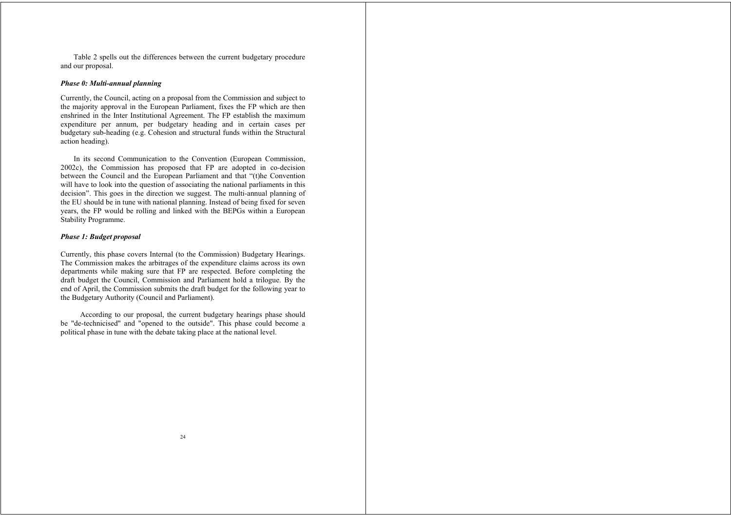Table 2 spells out the differences between the current budgetary procedure and our proposal.

***Phase 0: Multi-annual planning***

Currently, the Council, acting on a proposal from the Commission and subject to the majority approval in the European Parliament, fixes the FP which are then enshrined in the Inter Institutional Agreement. The FP establish the maximum expenditure per annum, per budgetary heading and in certain cases per budgetary sub-heading (e.g. Cohesion and structural funds within the Structural action heading).

In its second Communication to the Convention (European Commission, 2002c), the Commission has proposed that FP are adopted in co-decision between the Council and the European Parliament and that "(t)he Convention will have to look into the question of associating the national parliaments in this decision". This goes in the direction we suggest. The multi-annual planning of the EU should be in tune with national planning. Instead of being fixed for seven years, the FP would be rolling and linked with the BEPGs within a European Stability Programme.

***Phase 1: Budget proposal***

Currently, this phase covers Internal (to the Commission) Budgetary Hearings. The Commission makes the arbitrages of the expenditure claims across its own departments while making sure that FP are respected. Before completing the draft budget the Council, Commission and Parliament hold a trilogue. By the end of April, the Commission submits the draft budget for the following year to the Budgetary Authority (Council and Parliament).

According to our proposal, the current budgetary hearings phase should be "de-technicised" and "opened to the outside". This phase could become a political phase in tune with the debate taking place at the national level.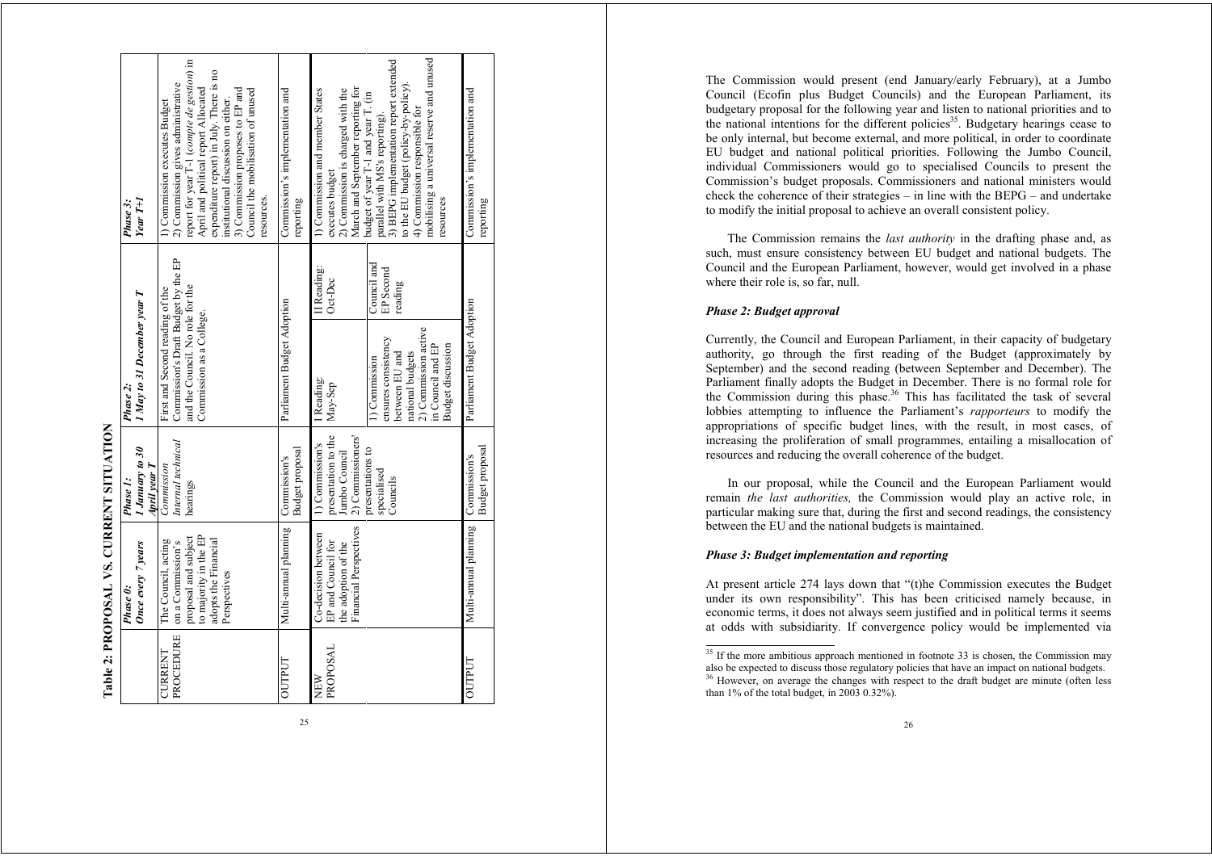**Table 2: PROPOSAL VS. CURRENT SITUATION**

| | *Phase 0: Once every 7 years* | *Phase 1: 1 January to 30 April year T* | *Phase 2: 1 May to 31 December year T* | | *Phase 3: Year T+1* |
|---|---|---|---|---|---|
| CURRENT PROCEDURE | The Council, acting on a Commission's proposal and subject to majority in the EP adopts the Financial Perspectives | *Commission Internal technical hearings* | First and Second reading of the Commission's Draft Budget by the EP and the Council. No role for the Commission as a College. | | 1) Commission executes Budget 2) Commission gives administrative report for year T-1 (*compte de gestion*) in April and political report Allocated expenditure report) in July. There is no institutional discussion on either. 3) Commission proposes to EP and Council the mobilisation of unused resources. |
| OUTPUT | Multi-annual planning | Commission's Budget proposal | Parliament Budget Adoption | | Commission's implementation and reporting |
| NEW PROPOSAL | Co-decision between EP and Council for the adoption of the Financial Perspectives | 1) Commission's presentation to the Jumbo Council 2) Commissioners' presentations to specialised Councils | I Reading: May-Sep | II Reading: Oct-Dec | 1) Commission and member States executes budget 2) Commission is charged with the March and September reporting for budget of year T-1 and year T. (in parallel with MS's reporting). 3) BEPG implementation report extended to the EU budget (policy-by-policy). 4) Commission responsible for mobilising a universal reserve and unused resources |
| | | | 1) Commission ensures consistency between EU and national budgets 2) Commission active in Council and EP Budget discussion | Council and EP Second reading | |
| OUTPUT | Multi-annual planning | Commission's Budget proposal | Parliament Budget Adoption | | Commission's implementation and reporting |

The Commission would present (end January/early February), at a Jumbo Council (Ecofin plus Budget Councils) and the European Parliament, its budgetary proposal for the following year and listen to national priorities and to the national intentions for the different policies[35]. Budgetary hearings cease to be only internal, but become external, and more political, in order to coordinate EU budget and national political priorities. Following the Jumbo Council, individual Commissioners would go to specialised Councils to present the Commission's budget proposals. Commissioners and national ministers would check the coherence of their strategies – in line with the BEPG – and undertake to modify the initial proposal to achieve an overall consistent policy.

The Commission remains the *last authority* in the drafting phase and, as such, must ensure consistency between EU budget and national budgets. The Council and the European Parliament, however, would get involved in a phase where their role is, so far, null.

***Phase 2: Budget approval***

Currently, the Council and European Parliament, in their capacity of budgetary authority, go through the first reading of the Budget (approximately by September) and the second reading (between September and December). The Parliament finally adopts the Budget in December. There is no formal role for the Commission during this phase.[36] This has facilitated the task of several lobbies attempting to influence the Parliament's *rapporteurs* to modify the appropriations of specific budget lines, with the result, in most cases, of increasing the proliferation of small programmes, entailing a misallocation of resources and reducing the overall coherence of the budget.

In our proposal, while the Council and the European Parliament would remain *the last authorities,* the Commission would play an active role, in particular making sure that, during the first and second readings, the consistency between the EU and the national budgets is maintained.

***Phase 3: Budget implementation and reporting***

At present article 274 lays down that "(t)he Commission executes the Budget under its own responsibility". This has been criticised namely because, in economic terms, it does not always seem justified and in political terms it seems at odds with subsidiarity. If convergence policy would be implemented via

---

[35] If the more ambitious approach mentioned in footnote 33 is chosen, the Commission may also be expected to discuss those regulatory policies that have an impact on national budgets.

[36] However, on average the changes with respect to the draft budget are minute (often less than 1% of the total budget, in 2003 0.32%).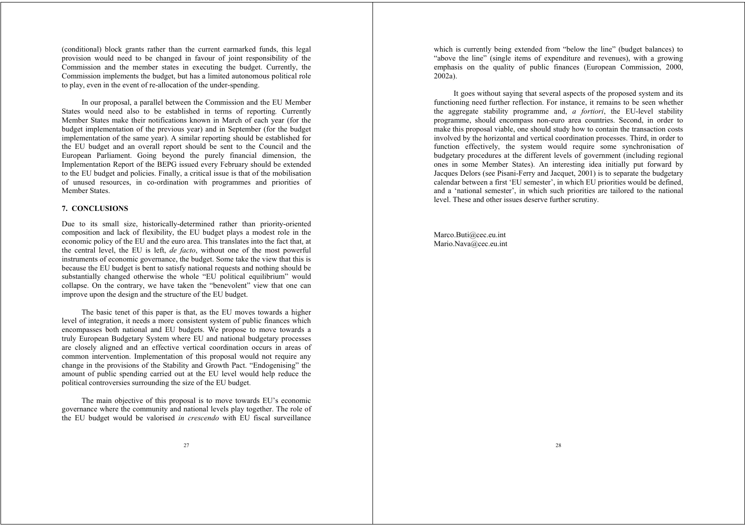(conditional) block grants rather than the current earmarked funds, this legal provision would need to be changed in favour of joint responsibility of the Commission and the member states in executing the budget. Currently, the Commission implements the budget, but has a limited autonomous political role to play, even in the event of re-allocation of the under-spending.

In our proposal, a parallel between the Commission and the EU Member States would need also to be established in terms of reporting. Currently Member States make their notifications known in March of each year (for the budget implementation of the previous year) and in September (for the budget implementation of the same year). A similar reporting should be established for the EU budget and an overall report should be sent to the Council and the European Parliament. Going beyond the purely financial dimension, the Implementation Report of the BEPG issued every February should be extended to the EU budget and policies. Finally, a critical issue is that of the mobilisation of unused resources, in co-ordination with programmes and priorities of Member States.

## 7. CONCLUSIONS

Due to its small size, historically-determined rather than priority-oriented composition and lack of flexibility, the EU budget plays a modest role in the economic policy of the EU and the euro area. This translates into the fact that, at the central level, the EU is left, *de facto*, without one of the most powerful instruments of economic governance, the budget. Some take the view that this is because the EU budget is bent to satisfy national requests and nothing should be substantially changed otherwise the whole "EU political equilibrium" would collapse. On the contrary, we have taken the "benevolent" view that one can improve upon the design and the structure of the EU budget.

The basic tenet of this paper is that, as the EU moves towards a higher level of integration, it needs a more consistent system of public finances which encompasses both national and EU budgets. We propose to move towards a truly European Budgetary System where EU and national budgetary processes are closely aligned and an effective vertical coordination occurs in areas of common intervention. Implementation of this proposal would not require any change in the provisions of the Stability and Growth Pact. "Endogenising" the amount of public spending carried out at the EU level would help reduce the political controversies surrounding the size of the EU budget.

The main objective of this proposal is to move towards EU's economic governance where the community and national levels play together. The role of the EU budget would be valorised *in crescendo* with EU fiscal surveillance which is currently being extended from "below the line" (budget balances) to "above the line" (single items of expenditure and revenues), with a growing emphasis on the quality of public finances (European Commission, 2000, 2002a).

It goes without saying that several aspects of the proposed system and its functioning need further reflection. For instance, it remains to be seen whether the aggregate stability programme and, *a fortiori*, the EU-level stability programme, should encompass non-euro area countries. Second, in order to make this proposal viable, one should study how to contain the transaction costs involved by the horizontal and vertical coordination processes. Third, in order to function effectively, the system would require some synchronisation of budgetary procedures at the different levels of government (including regional ones in some Member States). An interesting idea initially put forward by Jacques Delors (see Pisani-Ferry and Jacquet, 2001) is to separate the budgetary calendar between a first 'EU semester', in which EU priorities would be defined, and a 'national semester', in which such priorities are tailored to the national level. These and other issues deserve further scrutiny.

Marco.Buti@cec.eu.int
Mario.Nava@cec.eu.int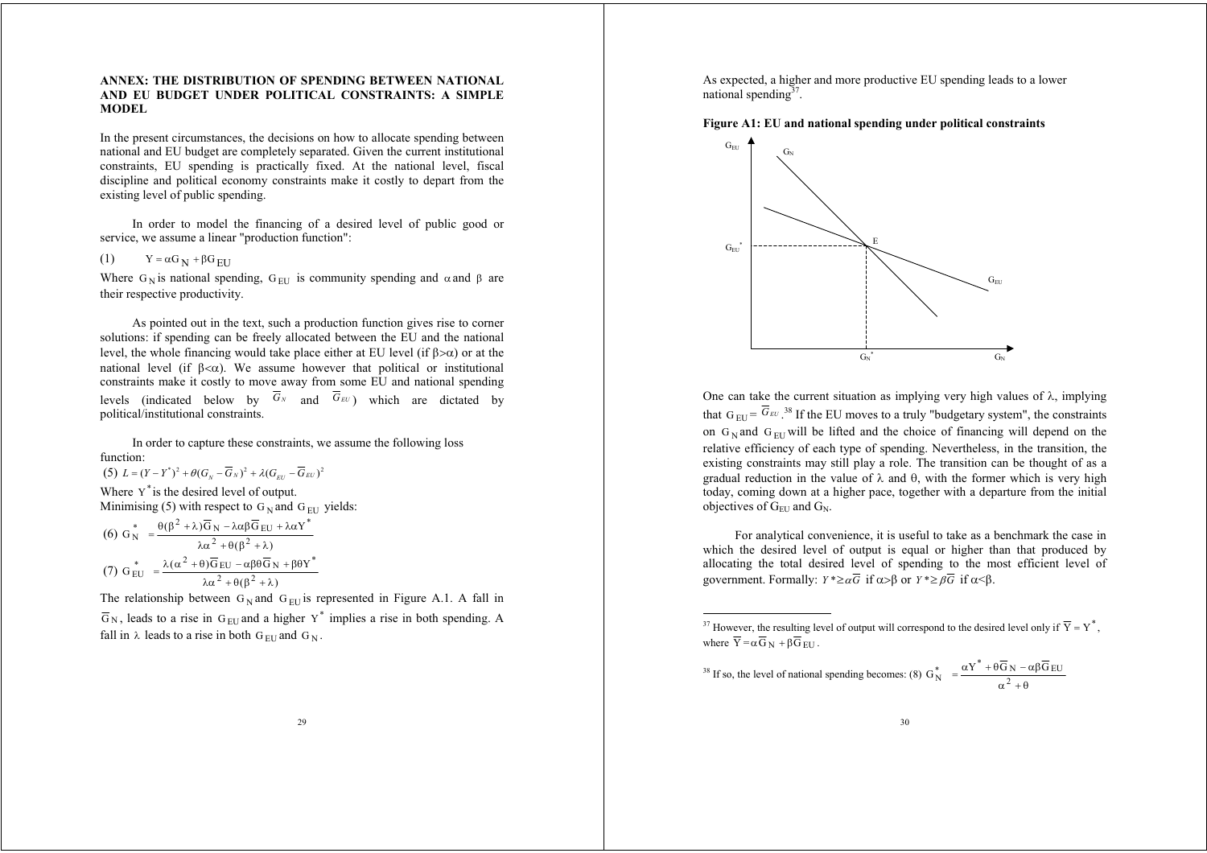## ANNEX: THE DISTRIBUTION OF SPENDING BETWEEN NATIONAL AND EU BUDGET UNDER POLITICAL CONSTRAINTS: A SIMPLE MODEL

In the present circumstances, the decisions on how to allocate spending between national and EU budget are completely separated. Given the current institutional constraints, EU spending is practically fixed. At the national level, fiscal discipline and political economy constraints make it costly to depart from the existing level of public spending.

In order to model the financing of a desired level of public good or service, we assume a linear "production function":

(1) $Y = \alpha G_N + \beta G_{EU}$

Where $G_N$ is national spending, $G_{EU}$ is community spending and $\alpha$ and $\beta$ are their respective productivity.

As pointed out in the text, such a production function gives rise to corner solutions: if spending can be freely allocated between the EU and the national level, the whole financing would take place either at EU level (if $\beta > \alpha$) or at the national level (if $\beta < \alpha$). We assume however that political or institutional constraints make it costly to move away from some EU and national spending levels (indicated below by $\overline{G}_N$ and $\overline{G}_{EU}$) which are dictated by political/institutional constraints.

In order to capture these constraints, we assume the following loss function:

(5) $L = (Y - Y^*)^2 + \theta(G_N - \overline{G}_N)^2 + \lambda(G_{EU} - \overline{G}_{EU})^2$

Where $Y^*$ is the desired level of output.

Minimising (5) with respect to $G_N$ and $G_{EU}$ yields:

(6) $$G_N^* = \frac{\theta(\beta^2 + \lambda)\overline{G}_N - \lambda\alpha\beta\overline{G}_{EU} + \lambda\alpha Y^*}{\lambda\alpha^2 + \theta(\beta^2 + \lambda)}$$

(7) $$G_{EU}^* = \frac{\lambda(\alpha^2 + \theta)\overline{G}_{EU} - \alpha\beta\theta\overline{G}_N + \beta\theta Y^*}{\lambda\alpha^2 + \theta(\beta^2 + \lambda)}$$

The relationship between $G_N$ and $G_{EU}$ is represented in Figure A.1. A fall in $\overline{G}_N$, leads to a rise in $G_{EU}$ and a higher $Y^*$ implies a rise in both spending. A fall in $\lambda$ leads to a rise in both $G_{EU}$ and $G_N$.

As expected, a higher and more productive EU spending leads to a lower national spending[37].

**Figure A1: EU and national spending under political constraints**

One can take the current situation as implying very high values of $\lambda$, implying that $G_{EU} = \overline{G}_{EU}$.[38] If the EU moves to a truly "budgetary system", the constraints on $G_N$ and $G_{EU}$ will be lifted and the choice of financing will depend on the relative efficiency of each type of spending. Nevertheless, in the transition, the existing constraints may still play a role. The transition can be thought of as a gradual reduction in the value of $\lambda$ and $\theta$, with the former which is very high today, coming down at a higher pace, together with a departure from the initial objectives of $G_{EU}$ and $G_N$.

For analytical convenience, it is useful to take as a benchmark the case in which the desired level of output is equal or higher than that produced by allocating the total desired level of spending to the most efficient level of government. Formally: $Y^* \geq \alpha\overline{G}$ if $\alpha > \beta$ or $Y^* \geq \beta\overline{G}$ if $\alpha < \beta$.

---

[37] However, the resulting level of output will correspond to the desired level only if $\overline{Y} = Y^*$, where $\overline{Y} = \alpha\overline{G}_N + \beta\overline{G}_{EU}$.

[38] If so, the level of national spending becomes: (8) $G_N^* = \dfrac{\alpha Y^* + \theta\overline{G}_N - \alpha\beta\overline{G}_{EU}}{\alpha^2 + \theta}$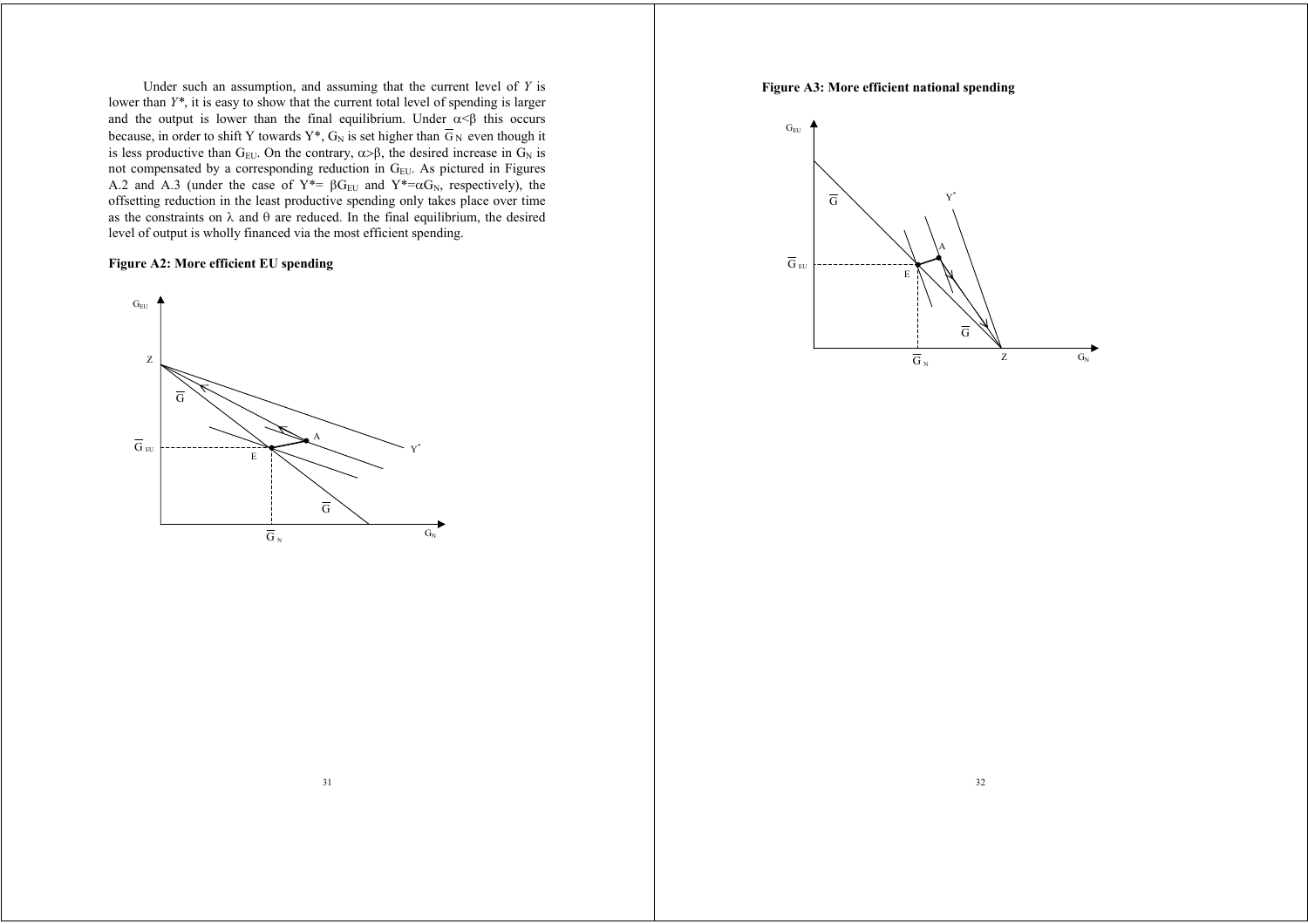Under such an assumption, and assuming that the current level of $Y$ is lower than $Y^*$, it is easy to show that the current total level of spending is larger and the output is lower than the final equilibrium. Under $\alpha<\beta$ this occurs because, in order to shift Y towards $Y^*$, $G_N$ is set higher than $\overline{G}_N$ even though it is less productive than $G_{EU}$. On the contrary, $\alpha>\beta$, the desired increase in $G_N$ is not compensated by a corresponding reduction in $G_{EU}$. As pictured in Figures A.2 and A.3 (under the case of $Y^*= \beta G_{EU}$ and $Y^*=\alpha G_N$, respectively), the offsetting reduction in the least productive spending only takes place over time as the constraints on $\lambda$ and $\theta$ are reduced. In the final equilibrium, the desired level of output is wholly financed via the most efficient spending.

**Figure A2: More efficient EU spending**

**Figure A3: More efficient national spending**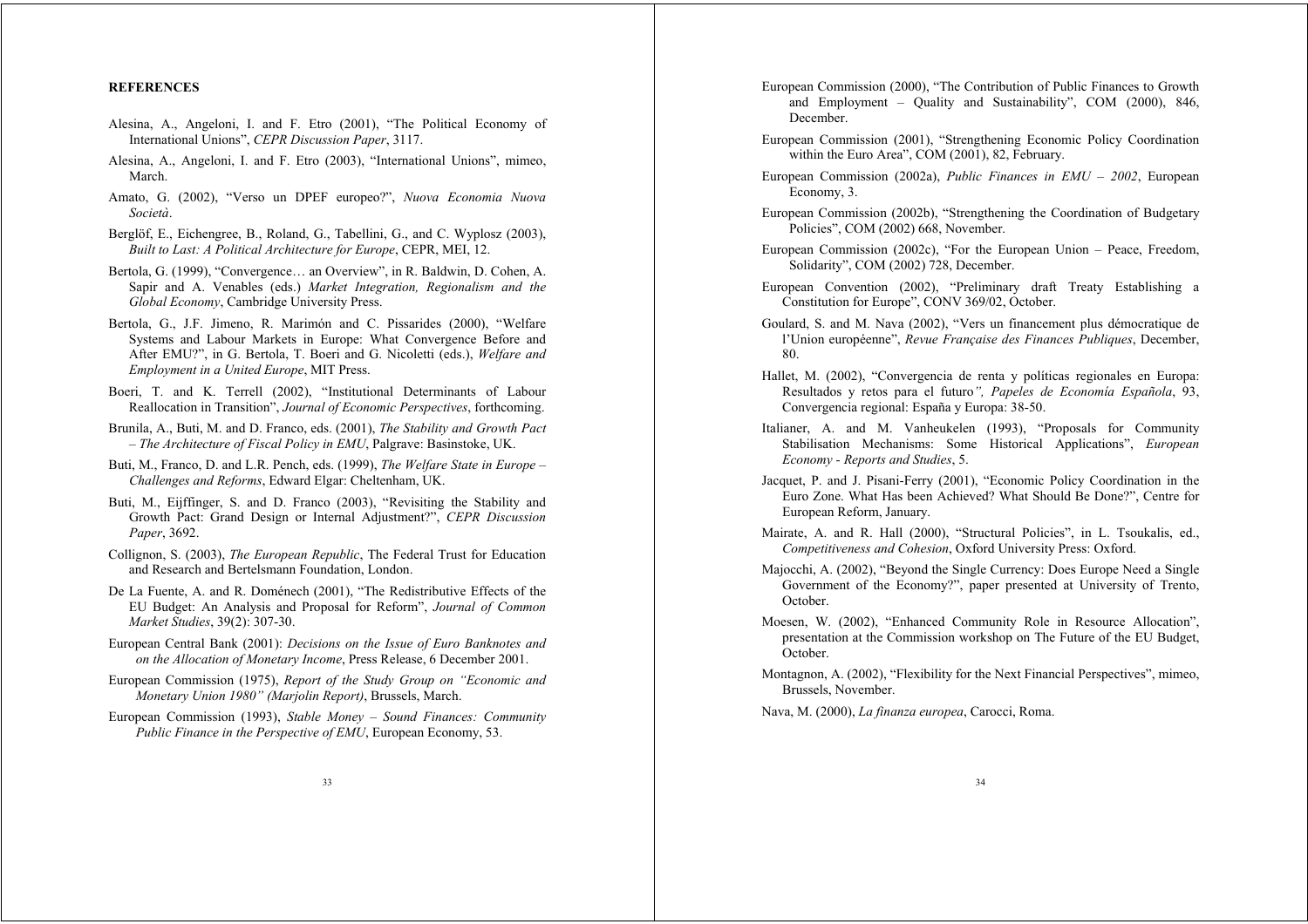## REFERENCES

Alesina, A., Angeloni, I. and F. Etro (2001), "The Political Economy of International Unions", *CEPR Discussion Paper*, 3117.

Alesina, A., Angeloni, I. and F. Etro (2003), "International Unions", mimeo, March.

Amato, G. (2002), "Verso un DPEF europeo?", *Nuova Economia Nuova Società*.

Berglöf, E., Eichengree, B., Roland, G., Tabellini, G., and C. Wyplosz (2003), *Built to Last: A Political Architecture for Europe*, CEPR, MEI, 12.

Bertola, G. (1999), "Convergence… an Overview", in R. Baldwin, D. Cohen, A. Sapir and A. Venables (eds.) *Market Integration, Regionalism and the Global Economy*, Cambridge University Press.

Bertola, G., J.F. Jimeno, R. Marimón and C. Pissarides (2000), "Welfare Systems and Labour Markets in Europe: What Convergence Before and After EMU?", in G. Bertola, T. Boeri and G. Nicoletti (eds.), *Welfare and Employment in a United Europe*, MIT Press.

Boeri, T. and K. Terrell (2002), "Institutional Determinants of Labour Reallocation in Transition", *Journal of Economic Perspectives*, forthcoming.

Brunila, A., Buti, M. and D. Franco, eds. (2001), *The Stability and Growth Pact – The Architecture of Fiscal Policy in EMU*, Palgrave: Basinstoke, UK.

Buti, M., Franco, D. and L.R. Pench, eds. (1999), *The Welfare State in Europe – Challenges and Reforms*, Edward Elgar: Cheltenham, UK.

Buti, M., Eijffinger, S. and D. Franco (2003), "Revisiting the Stability and Growth Pact: Grand Design or Internal Adjustment?", *CEPR Discussion Paper*, 3692.

Collignon, S. (2003), *The European Republic*, The Federal Trust for Education and Research and Bertelsmann Foundation, London.

De La Fuente, A. and R. Doménech (2001), "The Redistributive Effects of the EU Budget: An Analysis and Proposal for Reform", *Journal of Common Market Studies*, 39(2): 307-30.

European Central Bank (2001): *Decisions on the Issue of Euro Banknotes and on the Allocation of Monetary Income*, Press Release, 6 December 2001.

European Commission (1975), *Report of the Study Group on "Economic and Monetary Union 1980" (Marjolin Report)*, Brussels, March.

European Commission (1993), *Stable Money – Sound Finances: Community Public Finance in the Perspective of EMU*, European Economy, 53.

European Commission (2000), "The Contribution of Public Finances to Growth and Employment – Quality and Sustainability", COM (2000), 846, December.

European Commission (2001), "Strengthening Economic Policy Coordination within the Euro Area", COM (2001), 82, February.

European Commission (2002a), *Public Finances in EMU – 2002*, European Economy, 3.

European Commission (2002b), "Strengthening the Coordination of Budgetary Policies", COM (2002) 668, November.

European Commission (2002c), "For the European Union – Peace, Freedom, Solidarity", COM (2002) 728, December.

European Convention (2002), "Preliminary draft Treaty Establishing a Constitution for Europe", CONV 369/02, October.

Goulard, S. and M. Nava (2002), "Vers un financement plus démocratique de l'Union européenne", *Revue Française des Finances Publiques*, December, 80.

Hallet, M. (2002), "Convergencia de renta y políticas regionales en Europa: Resultados y retos para el futuro*", Papeles de Economía Española*, 93, Convergencia regional: España y Europa: 38-50.

Italianer, A. and M. Vanheukelen (1993), "Proposals for Community Stabilisation Mechanisms: Some Historical Applications", *European Economy - Reports and Studies*, 5.

Jacquet, P. and J. Pisani-Ferry (2001), "Economic Policy Coordination in the Euro Zone. What Has been Achieved? What Should Be Done?", Centre for European Reform, January.

Mairate, A. and R. Hall (2000), "Structural Policies", in L. Tsoukalis, ed., *Competitiveness and Cohesion*, Oxford University Press: Oxford.

Majocchi, A. (2002), "Beyond the Single Currency: Does Europe Need a Single Government of the Economy?", paper presented at University of Trento, October.

Moesen, W. (2002), "Enhanced Community Role in Resource Allocation", presentation at the Commission workshop on The Future of the EU Budget, October.

Montagnon, A. (2002), "Flexibility for the Next Financial Perspectives", mimeo, Brussels, November.

Nava, M. (2000), *La finanza europea*, Carocci, Roma.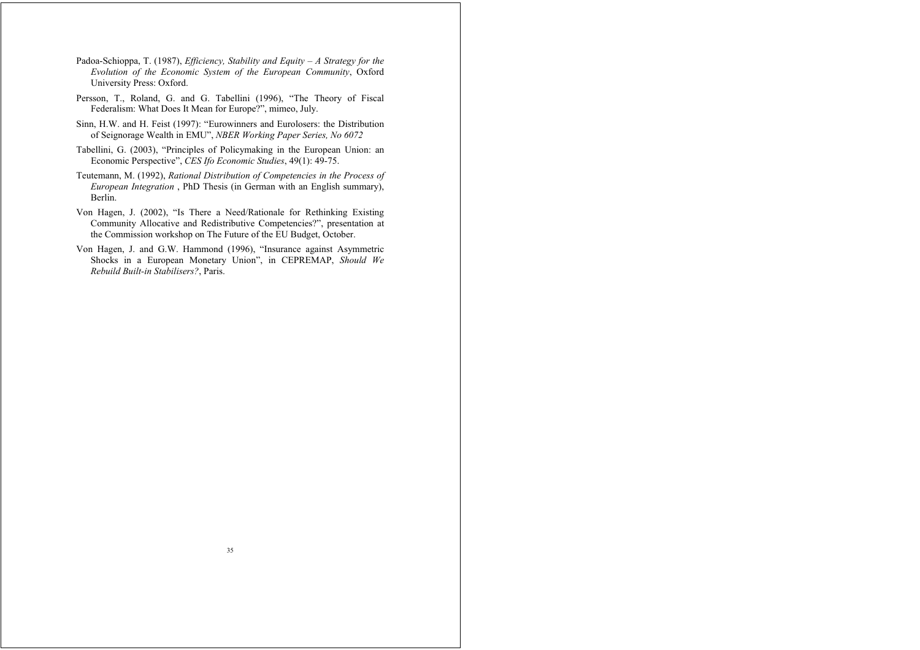Padoa-Schioppa, T. (1987), *Efficiency, Stability and Equity – A Strategy for the Evolution of the Economic System of the European Community*, Oxford University Press: Oxford.

Persson, T., Roland, G. and G. Tabellini (1996), "The Theory of Fiscal Federalism: What Does It Mean for Europe?", mimeo, July.

Sinn, H.W. and H. Feist (1997): "Eurowinners and Eurolosers: the Distribution of Seignorage Wealth in EMU", *NBER Working Paper Series, No 6072*

Tabellini, G. (2003), "Principles of Policymaking in the European Union: an Economic Perspective", *CES Ifo Economic Studies*, 49(1): 49-75.

Teutemann, M. (1992), *Rational Distribution of Competencies in the Process of European Integration* , PhD Thesis (in German with an English summary), Berlin.

Von Hagen, J. (2002), "Is There a Need/Rationale for Rethinking Existing Community Allocative and Redistributive Competencies?", presentation at the Commission workshop on The Future of the EU Budget, October.

Von Hagen, J. and G.W. Hammond (1996), "Insurance against Asymmetric Shocks in a European Monetary Union", in CEPREMAP, *Should We Rebuild Built-in Stabilisers?*, Paris.